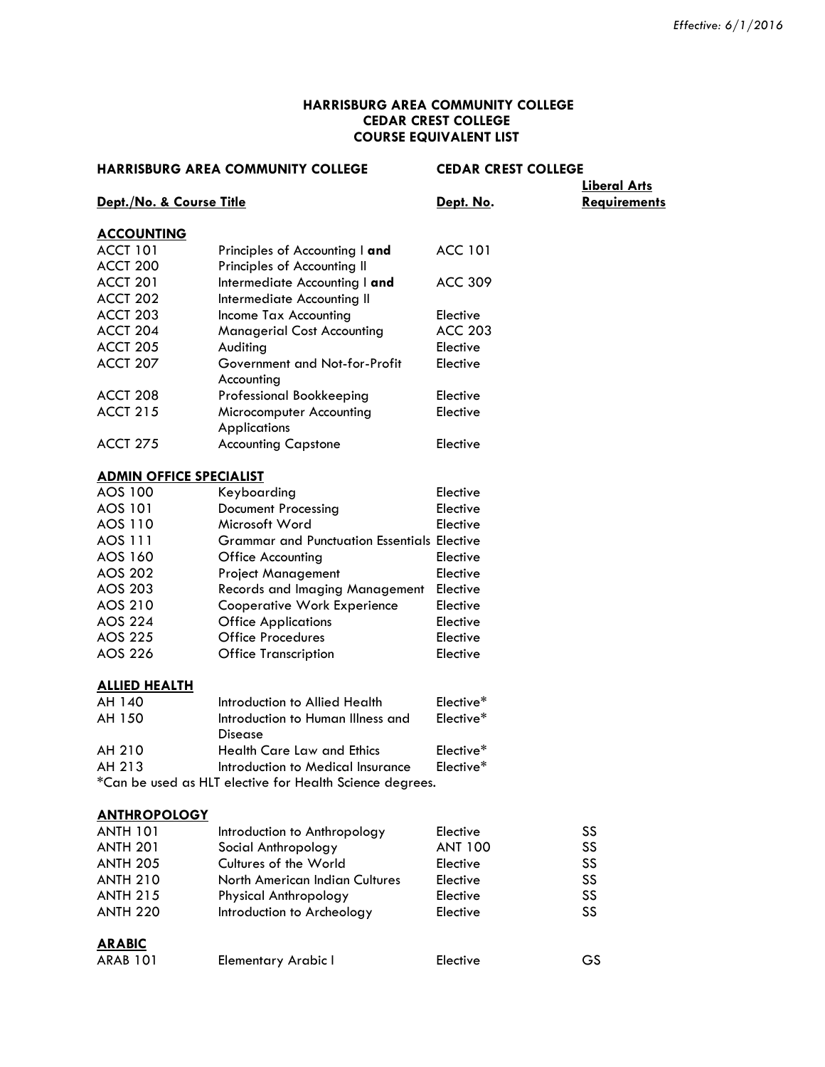*Effective: 6/1/2016*

**HARRISBURG AREA COMMUNITY COLLEGE**
**CEDAR CREST COLLEGE**
**COURSE EQUIVALENT LIST**

| HARRISBURG AREA COMMUNITY COLLEGE | | CEDAR CREST COLLEGE | |
|---|---|---|---|
| **Dept./No. & Course Title** | | **Dept. No.** | **Liberal Arts Requirements** |
| **ACCOUNTING** | | | |
| ACCT 101 | Principles of Accounting I **and** | ACC 101 | |
| ACCT 200 | Principles of Accounting II | | |
| ACCT 201 | Intermediate Accounting I **and** | ACC 309 | |
| ACCT 202 | Intermediate Accounting II | | |
| ACCT 203 | Income Tax Accounting | Elective | |
| ACCT 204 | Managerial Cost Accounting | ACC 203 | |
| ACCT 205 | Auditing | Elective | |
| ACCT 207 | Government and Not-for-Profit Accounting | Elective | |
| ACCT 208 | Professional Bookkeeping | Elective | |
| ACCT 215 | Microcomputer Accounting Applications | Elective | |
| ACCT 275 | Accounting Capstone | Elective | |
| **ADMIN OFFICE SPECIALIST** | | | |
| AOS 100 | Keyboarding | Elective | |
| AOS 101 | Document Processing | Elective | |
| AOS 110 | Microsoft Word | Elective | |
| AOS 111 | Grammar and Punctuation Essentials | Elective | |
| AOS 160 | Office Accounting | Elective | |
| AOS 202 | Project Management | Elective | |
| AOS 203 | Records and Imaging Management | Elective | |
| AOS 210 | Cooperative Work Experience | Elective | |
| AOS 224 | Office Applications | Elective | |
| AOS 225 | Office Procedures | Elective | |
| AOS 226 | Office Transcription | Elective | |
| **ALLIED HEALTH** | | | |
| AH 140 | Introduction to Allied Health | Elective* | |
| AH 150 | Introduction to Human Illness and Disease | Elective* | |
| AH 210 | Health Care Law and Ethics | Elective* | |
| AH 213 | Introduction to Medical Insurance | Elective* | |

*Can be used as HLT elective for Health Science degrees.

| | | | |
|---|---|---|---|
| **ANTHROPOLOGY** | | | |
| ANTH 101 | Introduction to Anthropology | Elective | SS |
| ANTH 201 | Social Anthropology | ANT 100 | SS |
| ANTH 205 | Cultures of the World | Elective | SS |
| ANTH 210 | North American Indian Cultures | Elective | SS |
| ANTH 215 | Physical Anthropology | Elective | SS |
| ANTH 220 | Introduction to Archeology | Elective | SS |
| **ARABIC** | | | |
| ARAB 101 | Elementary Arabic I | Elective | GS |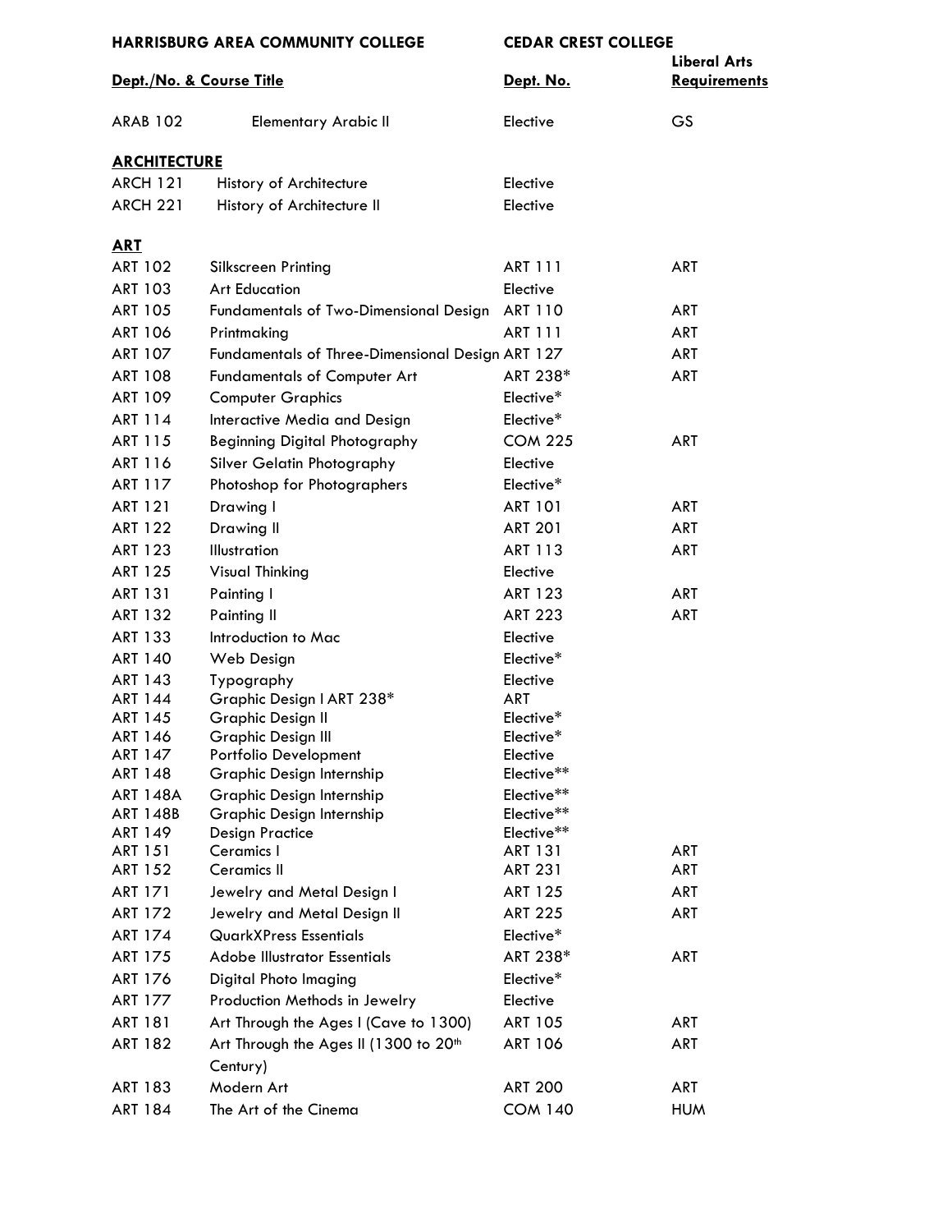| HARRISBURG AREA COMMUNITY COLLEGE | | CEDAR CREST COLLEGE | |
|---|---|---|---|
| **Dept./No. & Course Title** | | **Dept. No.** | **Liberal Arts Requirements** |
| ARAB 102 | Elementary Arabic II | Elective | GS |
| **ARCHITECTURE** | | | |
| ARCH 121 | History of Architecture | Elective | |
| ARCH 221 | History of Architecture II | Elective | |
| **ART** | | | |
| ART 102 | Silkscreen Printing | ART 111 | ART |
| ART 103 | Art Education | Elective | |
| ART 105 | Fundamentals of Two-Dimensional Design | ART 110 | ART |
| ART 106 | Printmaking | ART 111 | ART |
| ART 107 | Fundamentals of Three-Dimensional Design | ART 127 | ART |
| ART 108 | Fundamentals of Computer Art | ART 238* | ART |
| ART 109 | Computer Graphics | Elective* | |
| ART 114 | Interactive Media and Design | Elective* | |
| ART 115 | Beginning Digital Photography | COM 225 | ART |
| ART 116 | Silver Gelatin Photography | Elective | |
| ART 117 | Photoshop for Photographers | Elective* | |
| ART 121 | Drawing I | ART 101 | ART |
| ART 122 | Drawing II | ART 201 | ART |
| ART 123 | Illustration | ART 113 | ART |
| ART 125 | Visual Thinking | Elective | |
| ART 131 | Painting I | ART 123 | ART |
| ART 132 | Painting II | ART 223 | ART |
| ART 133 | Introduction to Mac | Elective | |
| ART 140 | Web Design | Elective* | |
| ART 143 | Typography | Elective | |
| ART 144 | Graphic Design I ART 238* | ART | |
| ART 145 | Graphic Design II | Elective* | |
| ART 146 | Graphic Design III | Elective* | |
| ART 147 | Portfolio Development | Elective | |
| ART 148 | Graphic Design Internship | Elective** | |
| ART 148A | Graphic Design Internship | Elective** | |
| ART 148B | Graphic Design Internship | Elective** | |
| ART 149 | Design Practice | Elective** | |
| ART 151 | Ceramics I | ART 131 | ART |
| ART 152 | Ceramics II | ART 231 | ART |
| ART 171 | Jewelry and Metal Design I | ART 125 | ART |
| ART 172 | Jewelry and Metal Design II | ART 225 | ART |
| ART 174 | QuarkXPress Essentials | Elective* | |
| ART 175 | Adobe Illustrator Essentials | ART 238* | ART |
| ART 176 | Digital Photo Imaging | Elective* | |
| ART 177 | Production Methods in Jewelry | Elective | |
| ART 181 | Art Through the Ages I (Cave to 1300) | ART 105 | ART |
| ART 182 | Art Through the Ages II (1300 to 20th Century) | ART 106 | ART |
| ART 183 | Modern Art | ART 200 | ART |
| ART 184 | The Art of the Cinema | COM 140 | HUM |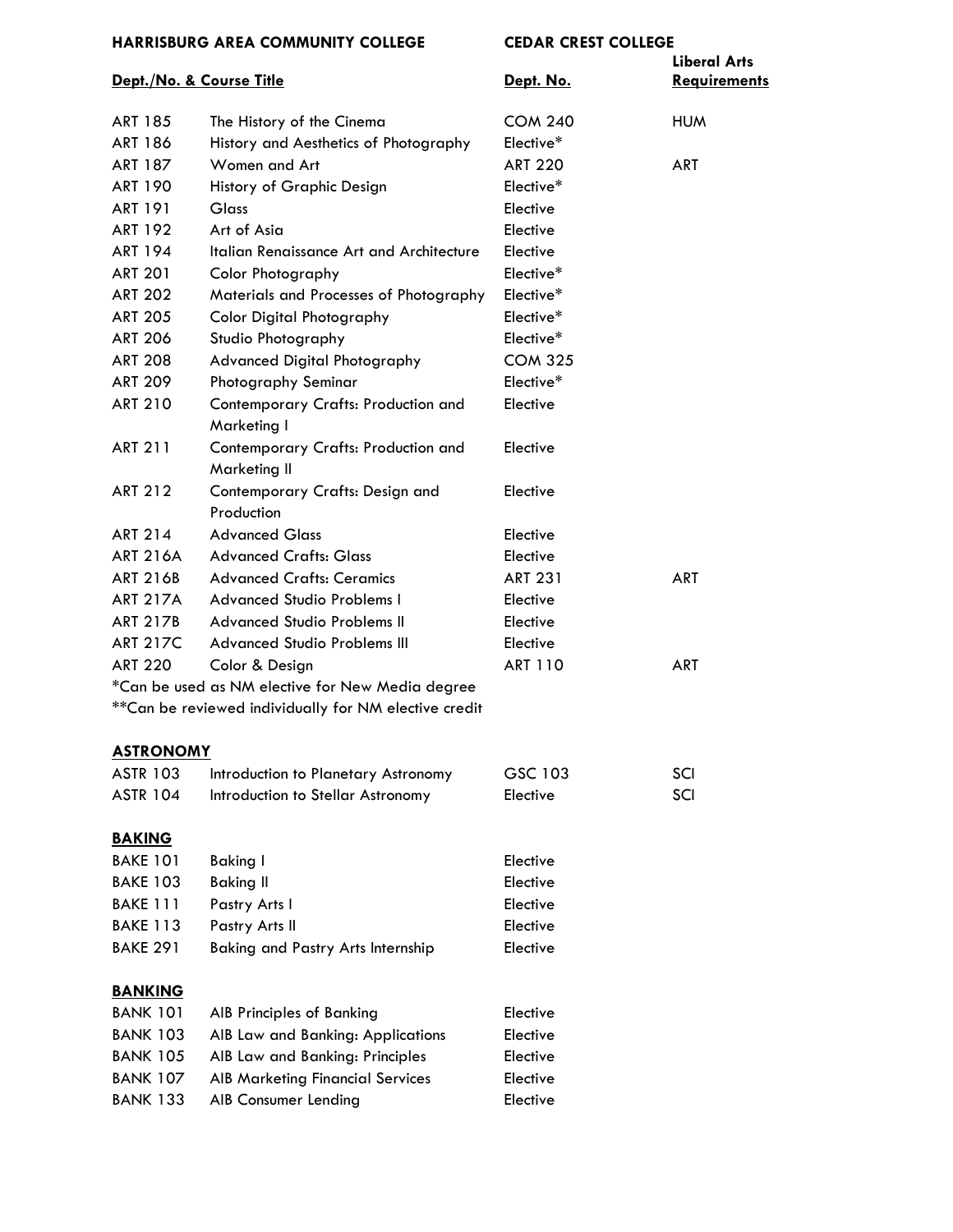| HARRISBURG AREA COMMUNITY COLLEGE | | CEDAR CREST COLLEGE | |
|---|---|---|---|
| **Dept./No. & Course Title** | | **Dept. No.** | **Liberal Arts Requirements** |
| ART 185 | The History of the Cinema | COM 240 | HUM |
| ART 186 | History and Aesthetics of Photography | Elective* | |
| ART 187 | Women and Art | ART 220 | ART |
| ART 190 | History of Graphic Design | Elective* | |
| ART 191 | Glass | Elective | |
| ART 192 | Art of Asia | Elective | |
| ART 194 | Italian Renaissance Art and Architecture | Elective | |
| ART 201 | Color Photography | Elective* | |
| ART 202 | Materials and Processes of Photography | Elective* | |
| ART 205 | Color Digital Photography | Elective* | |
| ART 206 | Studio Photography | Elective* | |
| ART 208 | Advanced Digital Photography | COM 325 | |
| ART 209 | Photography Seminar | Elective* | |
| ART 210 | Contemporary Crafts: Production and Marketing I | Elective | |
| ART 211 | Contemporary Crafts: Production and Marketing II | Elective | |
| ART 212 | Contemporary Crafts: Design and Production | Elective | |
| ART 214 | Advanced Glass | Elective | |
| ART 216A | Advanced Crafts: Glass | Elective | |
| ART 216B | Advanced Crafts: Ceramics | ART 231 | ART |
| ART 217A | Advanced Studio Problems I | Elective | |
| ART 217B | Advanced Studio Problems II | Elective | |
| ART 217C | Advanced Studio Problems III | Elective | |
| ART 220 | Color & Design | ART 110 | ART |

*Can be used as NM elective for New Media degree
**Can be reviewed individually for NM elective credit

## ASTRONOMY

| | | | |
|---|---|---|---|
| ASTR 103 | Introduction to Planetary Astronomy | GSC 103 | SCI |
| ASTR 104 | Introduction to Stellar Astronomy | Elective | SCI |

## BAKING

| | | |
|---|---|---|
| BAKE 101 | Baking I | Elective |
| BAKE 103 | Baking II | Elective |
| BAKE 111 | Pastry Arts I | Elective |
| BAKE 113 | Pastry Arts II | Elective |
| BAKE 291 | Baking and Pastry Arts Internship | Elective |

## BANKING

| | | |
|---|---|---|
| BANK 101 | AIB Principles of Banking | Elective |
| BANK 103 | AIB Law and Banking: Applications | Elective |
| BANK 105 | AIB Law and Banking: Principles | Elective |
| BANK 107 | AIB Marketing Financial Services | Elective |
| BANK 133 | AIB Consumer Lending | Elective |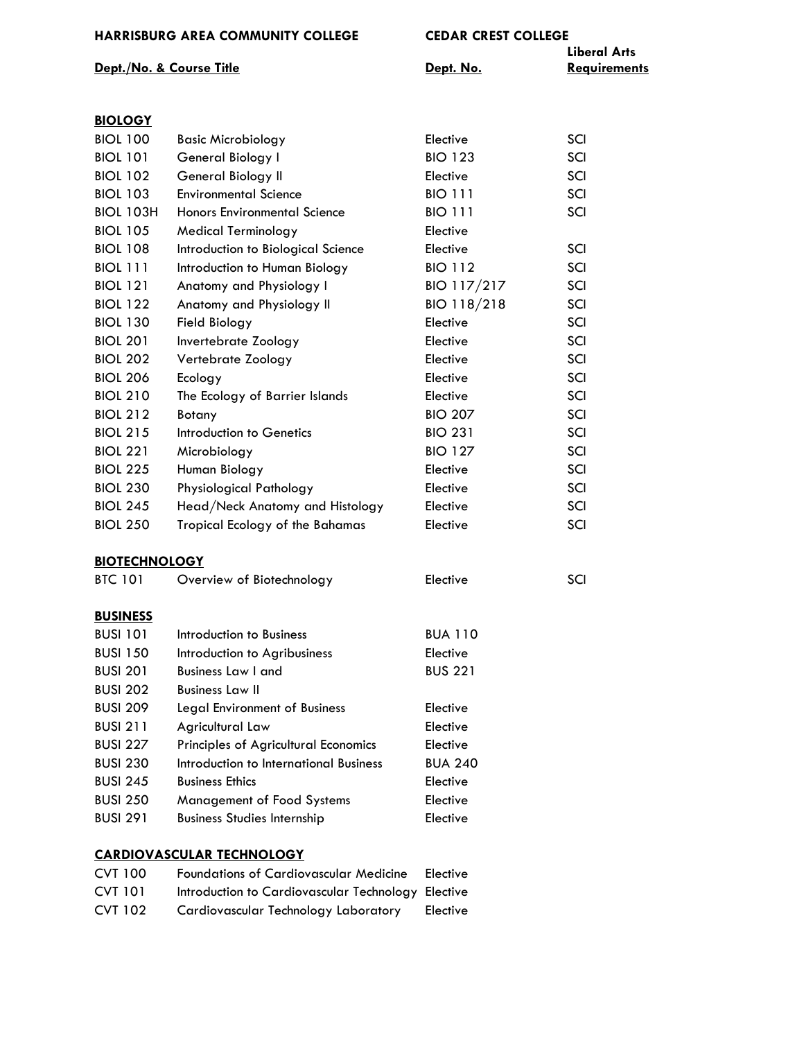| HARRISBURG AREA COMMUNITY COLLEGE | | CEDAR CREST COLLEGE | |
|---|---|---|---|
| **Dept./No. & Course Title** | | **Dept. No.** | **Liberal Arts Requirements** |
| **BIOLOGY** | | | |
| BIOL 100 | Basic Microbiology | Elective | SCI |
| BIOL 101 | General Biology I | BIO 123 | SCI |
| BIOL 102 | General Biology II | Elective | SCI |
| BIOL 103 | Environmental Science | BIO 111 | SCI |
| BIOL 103H | Honors Environmental Science | BIO 111 | SCI |
| BIOL 105 | Medical Terminology | Elective | |
| BIOL 108 | Introduction to Biological Science | Elective | SCI |
| BIOL 111 | Introduction to Human Biology | BIO 112 | SCI |
| BIOL 121 | Anatomy and Physiology I | BIO 117/217 | SCI |
| BIOL 122 | Anatomy and Physiology II | BIO 118/218 | SCI |
| BIOL 130 | Field Biology | Elective | SCI |
| BIOL 201 | Invertebrate Zoology | Elective | SCI |
| BIOL 202 | Vertebrate Zoology | Elective | SCI |
| BIOL 206 | Ecology | Elective | SCI |
| BIOL 210 | The Ecology of Barrier Islands | Elective | SCI |
| BIOL 212 | Botany | BIO 207 | SCI |
| BIOL 215 | Introduction to Genetics | BIO 231 | SCI |
| BIOL 221 | Microbiology | BIO 127 | SCI |
| BIOL 225 | Human Biology | Elective | SCI |
| BIOL 230 | Physiological Pathology | Elective | SCI |
| BIOL 245 | Head/Neck Anatomy and Histology | Elective | SCI |
| BIOL 250 | Tropical Ecology of the Bahamas | Elective | SCI |
| **BIOTECHNOLOGY** | | | |
| BTC 101 | Overview of Biotechnology | Elective | SCI |
| **BUSINESS** | | | |
| BUSI 101 | Introduction to Business | BUA 110 | |
| BUSI 150 | Introduction to Agribusiness | Elective | |
| BUSI 201 | Business Law I and | BUS 221 | |
| BUSI 202 | Business Law II | | |
| BUSI 209 | Legal Environment of Business | Elective | |
| BUSI 211 | Agricultural Law | Elective | |
| BUSI 227 | Principles of Agricultural Economics | Elective | |
| BUSI 230 | Introduction to International Business | BUA 240 | |
| BUSI 245 | Business Ethics | Elective | |
| BUSI 250 | Management of Food Systems | Elective | |
| BUSI 291 | Business Studies Internship | Elective | |
| **CARDIOVASCULAR TECHNOLOGY** | | | |
| CVT 100 | Foundations of Cardiovascular Medicine | Elective | |
| CVT 101 | Introduction to Cardiovascular Technology | Elective | |
| CVT 102 | Cardiovascular Technology Laboratory | Elective | |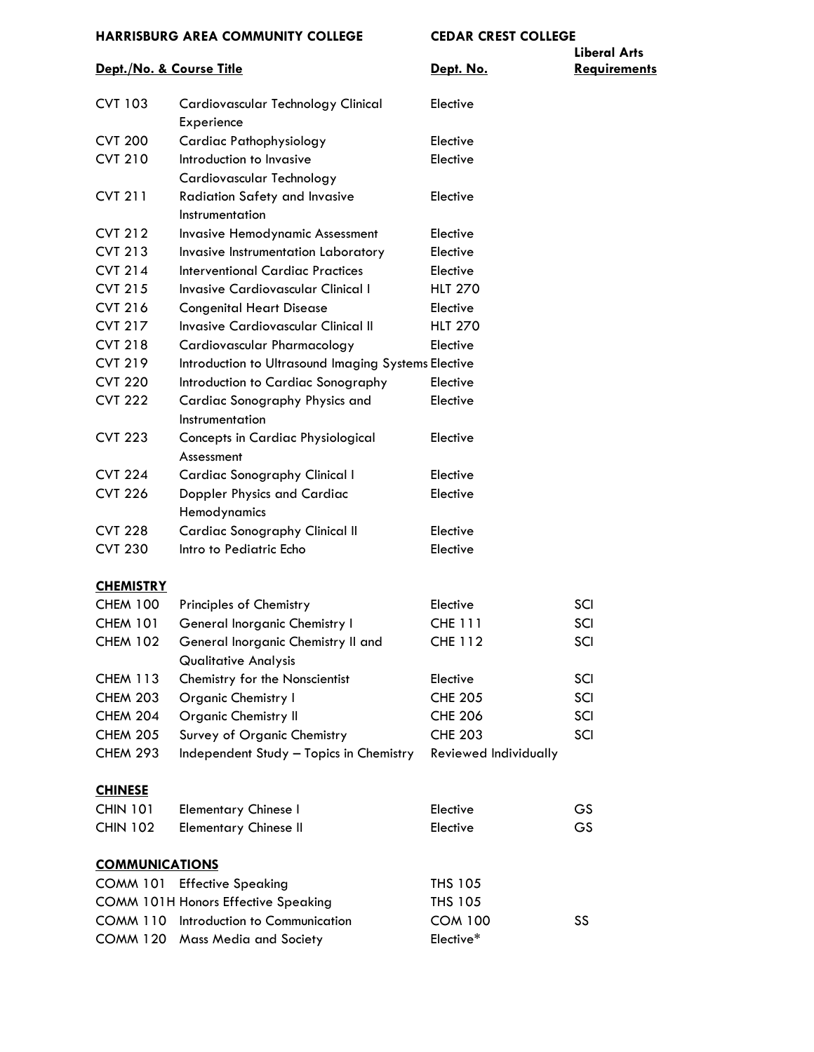| HARRISBURG AREA COMMUNITY COLLEGE | | CEDAR CREST COLLEGE | |
|---|---|---|---|
| **Dept./No. & Course Title** | | **Dept. No.** | **Liberal Arts Requirements** |
| CVT 103 | Cardiovascular Technology Clinical Experience | Elective | |
| CVT 200 | Cardiac Pathophysiology | Elective | |
| CVT 210 | Introduction to Invasive Cardiovascular Technology | Elective | |
| CVT 211 | Radiation Safety and Invasive Instrumentation | Elective | |
| CVT 212 | Invasive Hemodynamic Assessment | Elective | |
| CVT 213 | Invasive Instrumentation Laboratory | Elective | |
| CVT 214 | Interventional Cardiac Practices | Elective | |
| CVT 215 | Invasive Cardiovascular Clinical I | HLT 270 | |
| CVT 216 | Congenital Heart Disease | Elective | |
| CVT 217 | Invasive Cardiovascular Clinical II | HLT 270 | |
| CVT 218 | Cardiovascular Pharmacology | Elective | |
| CVT 219 | Introduction to Ultrasound Imaging Systems | Elective | |
| CVT 220 | Introduction to Cardiac Sonography | Elective | |
| CVT 222 | Cardiac Sonography Physics and Instrumentation | Elective | |
| CVT 223 | Concepts in Cardiac Physiological Assessment | Elective | |
| CVT 224 | Cardiac Sonography Clinical I | Elective | |
| CVT 226 | Doppler Physics and Cardiac Hemodynamics | Elective | |
| CVT 228 | Cardiac Sonography Clinical II | Elective | |
| CVT 230 | Intro to Pediatric Echo | Elective | |
| **CHEMISTRY** | | | |
| CHEM 100 | Principles of Chemistry | Elective | SCI |
| CHEM 101 | General Inorganic Chemistry I | CHE 111 | SCI |
| CHEM 102 | General Inorganic Chemistry II and Qualitative Analysis | CHE 112 | SCI |
| CHEM 113 | Chemistry for the Nonscientist | Elective | SCI |
| CHEM 203 | Organic Chemistry I | CHE 205 | SCI |
| CHEM 204 | Organic Chemistry II | CHE 206 | SCI |
| CHEM 205 | Survey of Organic Chemistry | CHE 203 | SCI |
| CHEM 293 | Independent Study – Topics in Chemistry | Reviewed Individually | |
| **CHINESE** | | | |
| CHIN 101 | Elementary Chinese I | Elective | GS |
| CHIN 102 | Elementary Chinese II | Elective | GS |
| **COMMUNICATIONS** | | | |
| COMM 101 | Effective Speaking | THS 105 | |
| COMM 101H | Honors Effective Speaking | THS 105 | |
| COMM 110 | Introduction to Communication | COM 100 | SS |
| COMM 120 | Mass Media and Society | Elective* | |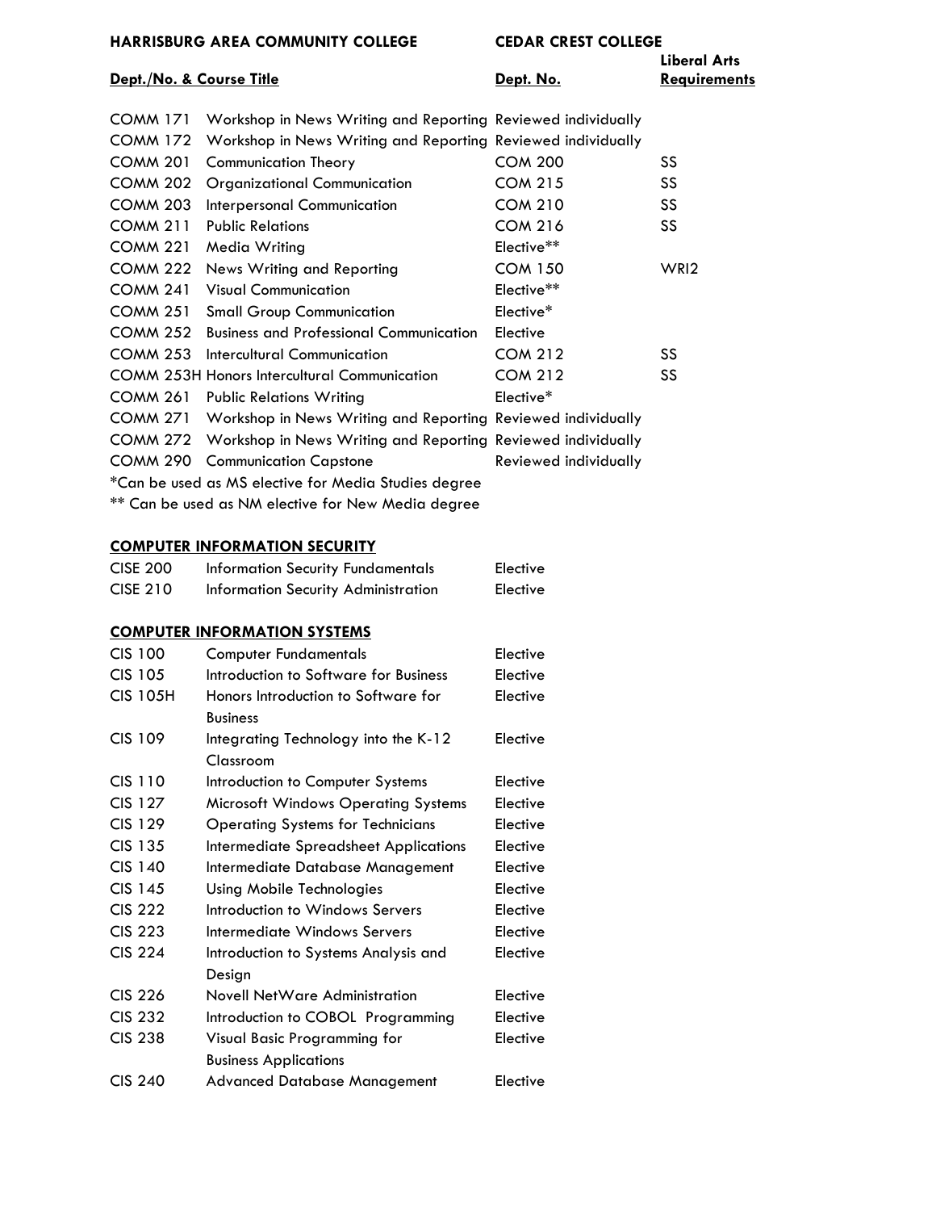| HARRISBURG AREA COMMUNITY COLLEGE | | CEDAR CREST COLLEGE | |
|---|---|---|---|
| **Dept./No. & Course Title** | | **Dept. No.** | **Liberal Arts Requirements** |
| COMM 171 | Workshop in News Writing and Reporting | Reviewed individually | |
| COMM 172 | Workshop in News Writing and Reporting | Reviewed individually | |
| COMM 201 | Communication Theory | COM 200 | SS |
| COMM 202 | Organizational Communication | COM 215 | SS |
| COMM 203 | Interpersonal Communication | COM 210 | SS |
| COMM 211 | Public Relations | COM 216 | SS |
| COMM 221 | Media Writing | Elective** | |
| COMM 222 | News Writing and Reporting | COM 150 | WRI2 |
| COMM 241 | Visual Communication | Elective** | |
| COMM 251 | Small Group Communication | Elective* | |
| COMM 252 | Business and Professional Communication | Elective | |
| COMM 253 | Intercultural Communication | COM 212 | SS |
| COMM 253H | Honors Intercultural Communication | COM 212 | SS |
| COMM 261 | Public Relations Writing | Elective* | |
| COMM 271 | Workshop in News Writing and Reporting | Reviewed individually | |
| COMM 272 | Workshop in News Writing and Reporting | Reviewed individually | |
| COMM 290 | Communication Capstone | Reviewed individually | |

*Can be used as MS elective for Media Studies degree

** Can be used as NM elective for New Media degree

**COMPUTER INFORMATION SECURITY**

| | | |
|---|---|---|
| CISE 200 | Information Security Fundamentals | Elective |
| CISE 210 | Information Security Administration | Elective |

**COMPUTER INFORMATION SYSTEMS**

| | | |
|---|---|---|
| CIS 100 | Computer Fundamentals | Elective |
| CIS 105 | Introduction to Software for Business | Elective |
| CIS 105H | Honors Introduction to Software for Business | Elective |
| CIS 109 | Integrating Technology into the K-12 Classroom | Elective |
| CIS 110 | Introduction to Computer Systems | Elective |
| CIS 127 | Microsoft Windows Operating Systems | Elective |
| CIS 129 | Operating Systems for Technicians | Elective |
| CIS 135 | Intermediate Spreadsheet Applications | Elective |
| CIS 140 | Intermediate Database Management | Elective |
| CIS 145 | Using Mobile Technologies | Elective |
| CIS 222 | Introduction to Windows Servers | Elective |
| CIS 223 | Intermediate Windows Servers | Elective |
| CIS 224 | Introduction to Systems Analysis and Design | Elective |
| CIS 226 | Novell NetWare Administration | Elective |
| CIS 232 | Introduction to COBOL Programming | Elective |
| CIS 238 | Visual Basic Programming for Business Applications | Elective |
| CIS 240 | Advanced Database Management | Elective |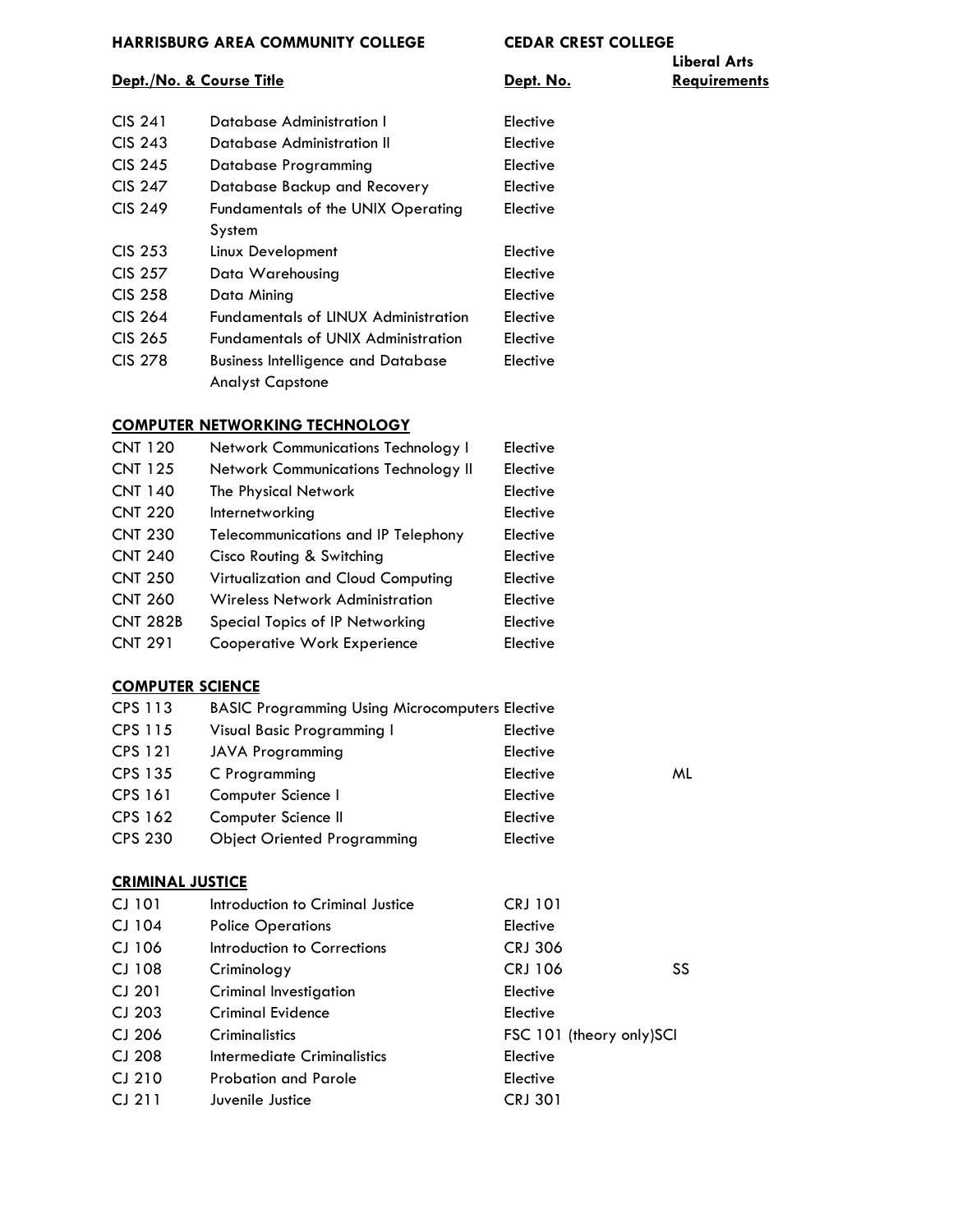| HARRISBURG AREA COMMUNITY COLLEGE | | CEDAR CREST COLLEGE | |
|---|---|---|---|
| **Dept./No. & Course Title** | | **Dept. No.** | **Liberal Arts Requirements** |
| CIS 241 | Database Administration I | Elective | |
| CIS 243 | Database Administration II | Elective | |
| CIS 245 | Database Programming | Elective | |
| CIS 247 | Database Backup and Recovery | Elective | |
| CIS 249 | Fundamentals of the UNIX Operating System | Elective | |
| CIS 253 | Linux Development | Elective | |
| CIS 257 | Data Warehousing | Elective | |
| CIS 258 | Data Mining | Elective | |
| CIS 264 | Fundamentals of LINUX Administration | Elective | |
| CIS 265 | Fundamentals of UNIX Administration | Elective | |
| CIS 278 | Business Intelligence and Database Analyst Capstone | Elective | |
| **COMPUTER NETWORKING TECHNOLOGY** | | | |
| CNT 120 | Network Communications Technology I | Elective | |
| CNT 125 | Network Communications Technology II | Elective | |
| CNT 140 | The Physical Network | Elective | |
| CNT 220 | Internetworking | Elective | |
| CNT 230 | Telecommunications and IP Telephony | Elective | |
| CNT 240 | Cisco Routing & Switching | Elective | |
| CNT 250 | Virtualization and Cloud Computing | Elective | |
| CNT 260 | Wireless Network Administration | Elective | |
| CNT 282B | Special Topics of IP Networking | Elective | |
| CNT 291 | Cooperative Work Experience | Elective | |
| **COMPUTER SCIENCE** | | | |
| CPS 113 | BASIC Programming Using Microcomputers | Elective | |
| CPS 115 | Visual Basic Programming I | Elective | |
| CPS 121 | JAVA Programming | Elective | |
| CPS 135 | C Programming | Elective | ML |
| CPS 161 | Computer Science I | Elective | |
| CPS 162 | Computer Science II | Elective | |
| CPS 230 | Object Oriented Programming | Elective | |
| **CRIMINAL JUSTICE** | | | |
| CJ 101 | Introduction to Criminal Justice | CRJ 101 | |
| CJ 104 | Police Operations | Elective | |
| CJ 106 | Introduction to Corrections | CRJ 306 | |
| CJ 108 | Criminology | CRJ 106 | SS |
| CJ 201 | Criminal Investigation | Elective | |
| CJ 203 | Criminal Evidence | Elective | |
| CJ 206 | Criminalistics | FSC 101 (theory only) | SCI |
| CJ 208 | Intermediate Criminalistics | Elective | |
| CJ 210 | Probation and Parole | Elective | |
| CJ 211 | Juvenile Justice | CRJ 301 | |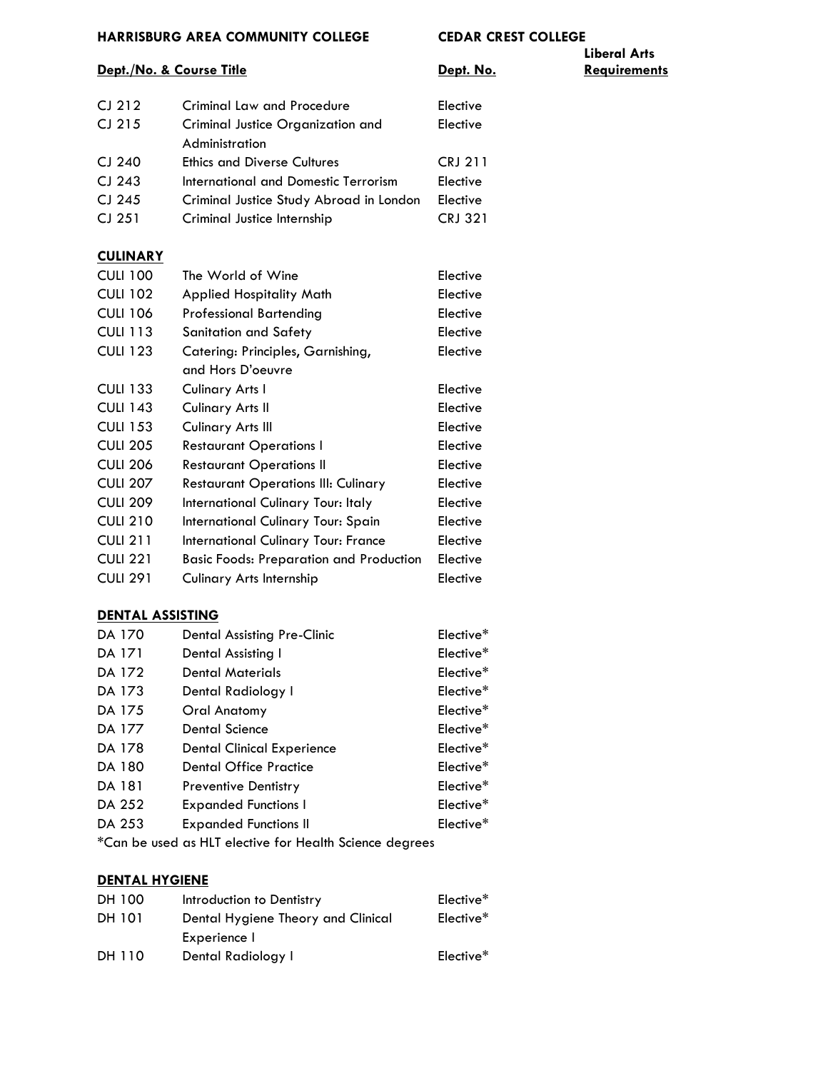| HARRISBURG AREA COMMUNITY COLLEGE | | CEDAR CREST COLLEGE | |
|---|---|---|---|
| **Dept./No. & Course Title** | | **Dept. No.** | **Liberal Arts Requirements** |
| CJ 212 | Criminal Law and Procedure | Elective | |
| CJ 215 | Criminal Justice Organization and Administration | Elective | |
| CJ 240 | Ethics and Diverse Cultures | CRJ 211 | |
| CJ 243 | International and Domestic Terrorism | Elective | |
| CJ 245 | Criminal Justice Study Abroad in London | Elective | |
| CJ 251 | Criminal Justice Internship | CRJ 321 | |

**CULINARY**

| | | | |
|---|---|---|---|
| CULI 100 | The World of Wine | Elective | |
| CULI 102 | Applied Hospitality Math | Elective | |
| CULI 106 | Professional Bartending | Elective | |
| CULI 113 | Sanitation and Safety | Elective | |
| CULI 123 | Catering: Principles, Garnishing, and Hors D'oeuvre | Elective | |
| CULI 133 | Culinary Arts I | Elective | |
| CULI 143 | Culinary Arts II | Elective | |
| CULI 153 | Culinary Arts III | Elective | |
| CULI 205 | Restaurant Operations I | Elective | |
| CULI 206 | Restaurant Operations II | Elective | |
| CULI 207 | Restaurant Operations III: Culinary | Elective | |
| CULI 209 | International Culinary Tour: Italy | Elective | |
| CULI 210 | International Culinary Tour: Spain | Elective | |
| CULI 211 | International Culinary Tour: France | Elective | |
| CULI 221 | Basic Foods: Preparation and Production | Elective | |
| CULI 291 | Culinary Arts Internship | Elective | |

**DENTAL ASSISTING**

| | | | |
|---|---|---|---|
| DA 170 | Dental Assisting Pre-Clinic | Elective* | |
| DA 171 | Dental Assisting I | Elective* | |
| DA 172 | Dental Materials | Elective* | |
| DA 173 | Dental Radiology I | Elective* | |
| DA 175 | Oral Anatomy | Elective* | |
| DA 177 | Dental Science | Elective* | |
| DA 178 | Dental Clinical Experience | Elective* | |
| DA 180 | Dental Office Practice | Elective* | |
| DA 181 | Preventive Dentistry | Elective* | |
| DA 252 | Expanded Functions I | Elective* | |
| DA 253 | Expanded Functions II | Elective* | |

*Can be used as HLT elective for Health Science degrees

**DENTAL HYGIENE**

| | | | |
|---|---|---|---|
| DH 100 | Introduction to Dentistry | Elective* | |
| DH 101 | Dental Hygiene Theory and Clinical Experience I | Elective* | |
| DH 110 | Dental Radiology I | Elective* | |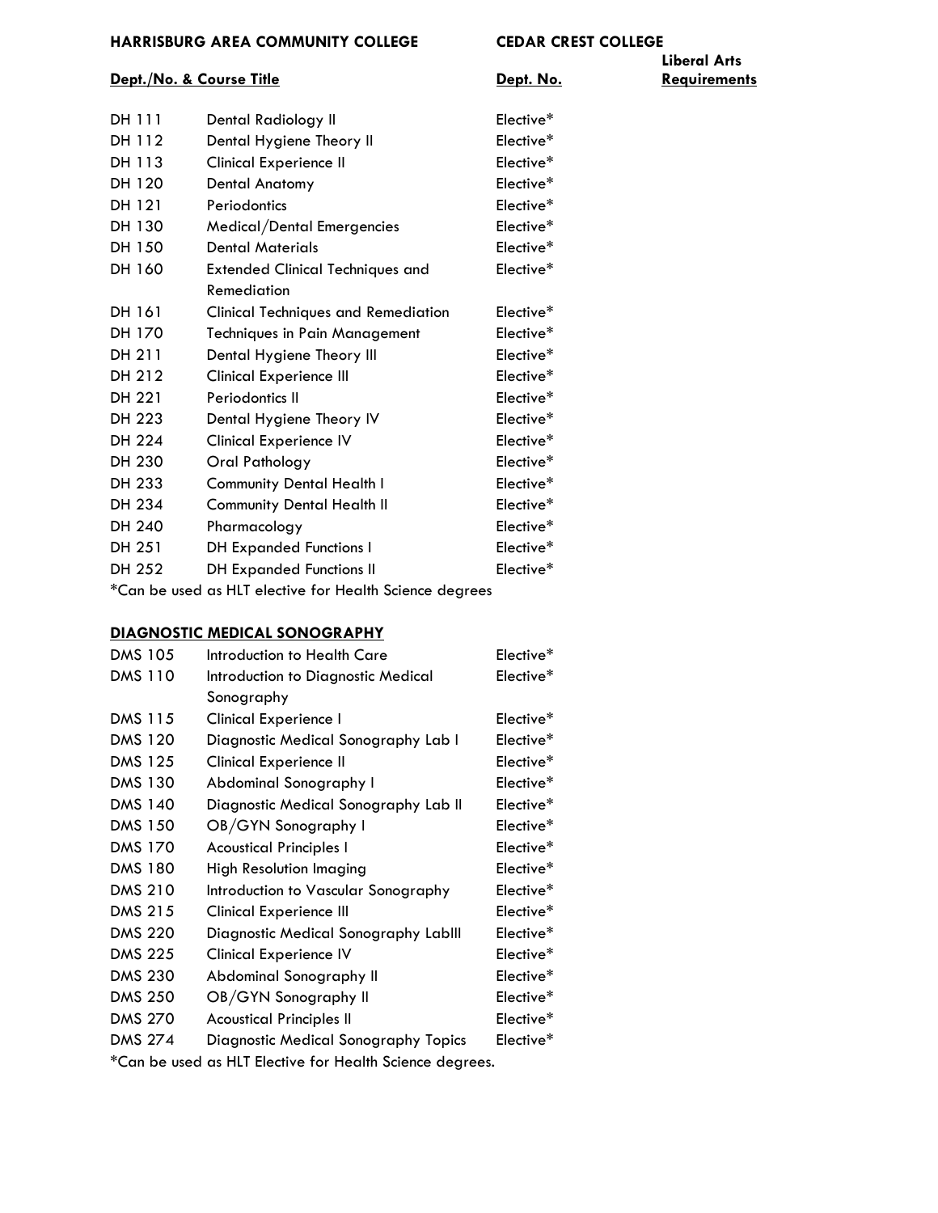| HARRISBURG AREA COMMUNITY COLLEGE | | CEDAR CREST COLLEGE | |
|---|---|---|---|
| **Dept./No. & Course Title** | | **Dept. No.** | **Liberal Arts Requirements** |
| DH 111 | Dental Radiology II | Elective* | |
| DH 112 | Dental Hygiene Theory II | Elective* | |
| DH 113 | Clinical Experience II | Elective* | |
| DH 120 | Dental Anatomy | Elective* | |
| DH 121 | Periodontics | Elective* | |
| DH 130 | Medical/Dental Emergencies | Elective* | |
| DH 150 | Dental Materials | Elective* | |
| DH 160 | Extended Clinical Techniques and Remediation | Elective* | |
| DH 161 | Clinical Techniques and Remediation | Elective* | |
| DH 170 | Techniques in Pain Management | Elective* | |
| DH 211 | Dental Hygiene Theory III | Elective* | |
| DH 212 | Clinical Experience III | Elective* | |
| DH 221 | Periodontics II | Elective* | |
| DH 223 | Dental Hygiene Theory IV | Elective* | |
| DH 224 | Clinical Experience IV | Elective* | |
| DH 230 | Oral Pathology | Elective* | |
| DH 233 | Community Dental Health I | Elective* | |
| DH 234 | Community Dental Health II | Elective* | |
| DH 240 | Pharmacology | Elective* | |
| DH 251 | DH Expanded Functions I | Elective* | |
| DH 252 | DH Expanded Functions II | Elective* | |

*Can be used as HLT elective for Health Science degrees

**DIAGNOSTIC MEDICAL SONOGRAPHY**

| | | | |
|---|---|---|---|
| DMS 105 | Introduction to Health Care | Elective* | |
| DMS 110 | Introduction to Diagnostic Medical Sonography | Elective* | |
| DMS 115 | Clinical Experience I | Elective* | |
| DMS 120 | Diagnostic Medical Sonography Lab I | Elective* | |
| DMS 125 | Clinical Experience II | Elective* | |
| DMS 130 | Abdominal Sonography I | Elective* | |
| DMS 140 | Diagnostic Medical Sonography Lab II | Elective* | |
| DMS 150 | OB/GYN Sonography I | Elective* | |
| DMS 170 | Acoustical Principles I | Elective* | |
| DMS 180 | High Resolution Imaging | Elective* | |
| DMS 210 | Introduction to Vascular Sonography | Elective* | |
| DMS 215 | Clinical Experience III | Elective* | |
| DMS 220 | Diagnostic Medical Sonography LabIII | Elective* | |
| DMS 225 | Clinical Experience IV | Elective* | |
| DMS 230 | Abdominal Sonography II | Elective* | |
| DMS 250 | OB/GYN Sonography II | Elective* | |
| DMS 270 | Acoustical Principles II | Elective* | |
| DMS 274 | Diagnostic Medical Sonography Topics | Elective* | |

*Can be used as HLT Elective for Health Science degrees.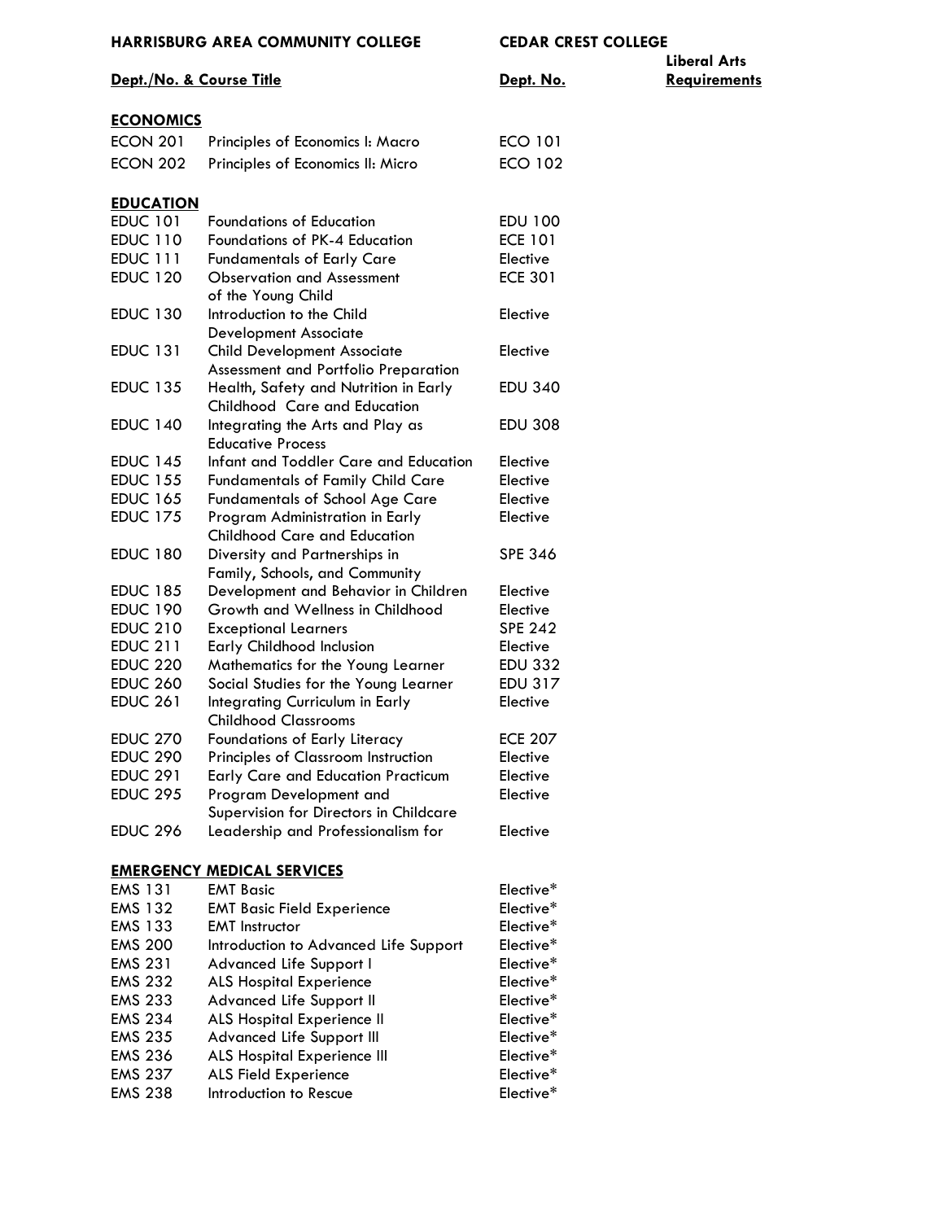| HARRISBURG AREA COMMUNITY COLLEGE | | CEDAR CREST COLLEGE | |
|---|---|---|---|
| **Dept./No. & Course Title** | | **Dept. No.** | **Liberal Arts Requirements** |
| **ECONOMICS** | | | |
| ECON 201 | Principles of Economics I: Macro | ECO 101 | |
| ECON 202 | Principles of Economics II: Micro | ECO 102 | |
| **EDUCATION** | | | |
| EDUC 101 | Foundations of Education | EDU 100 | |
| EDUC 110 | Foundations of PK-4 Education | ECE 101 | |
| EDUC 111 | Fundamentals of Early Care | Elective | |
| EDUC 120 | Observation and Assessment of the Young Child | ECE 301 | |
| EDUC 130 | Introduction to the Child Development Associate | Elective | |
| EDUC 131 | Child Development Associate Assessment and Portfolio Preparation | Elective | |
| EDUC 135 | Health, Safety and Nutrition in Early Childhood Care and Education | EDU 340 | |
| EDUC 140 | Integrating the Arts and Play as Educative Process | EDU 308 | |
| EDUC 145 | Infant and Toddler Care and Education | Elective | |
| EDUC 155 | Fundamentals of Family Child Care | Elective | |
| EDUC 165 | Fundamentals of School Age Care | Elective | |
| EDUC 175 | Program Administration in Early Childhood Care and Education | Elective | |
| EDUC 180 | Diversity and Partnerships in Family, Schools, and Community | SPE 346 | |
| EDUC 185 | Development and Behavior in Children | Elective | |
| EDUC 190 | Growth and Wellness in Childhood | Elective | |
| EDUC 210 | Exceptional Learners | SPE 242 | |
| EDUC 211 | Early Childhood Inclusion | Elective | |
| EDUC 220 | Mathematics for the Young Learner | EDU 332 | |
| EDUC 260 | Social Studies for the Young Learner | EDU 317 | |
| EDUC 261 | Integrating Curriculum in Early Childhood Classrooms | Elective | |
| EDUC 270 | Foundations of Early Literacy | ECE 207 | |
| EDUC 290 | Principles of Classroom Instruction | Elective | |
| EDUC 291 | Early Care and Education Practicum | Elective | |
| EDUC 295 | Program Development and Supervision for Directors in Childcare | Elective | |
| EDUC 296 | Leadership and Professionalism for | Elective | |
| **EMERGENCY MEDICAL SERVICES** | | | |
| EMS 131 | EMT Basic | Elective* | |
| EMS 132 | EMT Basic Field Experience | Elective* | |
| EMS 133 | EMT Instructor | Elective* | |
| EMS 200 | Introduction to Advanced Life Support | Elective* | |
| EMS 231 | Advanced Life Support I | Elective* | |
| EMS 232 | ALS Hospital Experience | Elective* | |
| EMS 233 | Advanced Life Support II | Elective* | |
| EMS 234 | ALS Hospital Experience II | Elective* | |
| EMS 235 | Advanced Life Support III | Elective* | |
| EMS 236 | ALS Hospital Experience III | Elective* | |
| EMS 237 | ALS Field Experience | Elective* | |
| EMS 238 | Introduction to Rescue | Elective* | |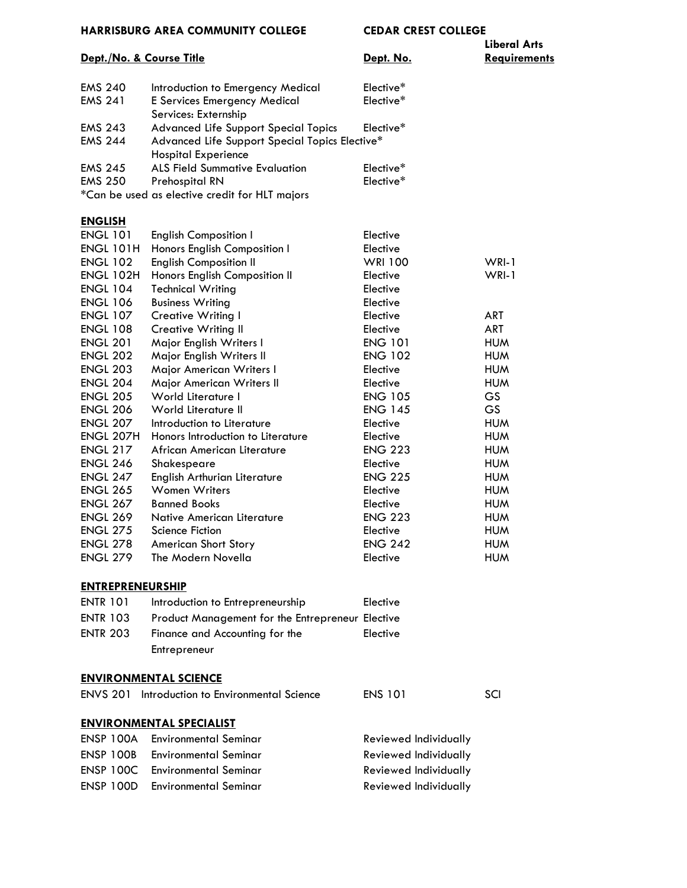| HARRISBURG AREA COMMUNITY COLLEGE | | CEDAR CREST COLLEGE | |
|---|---|---|---|
| **Dept./No. & Course Title** | | **Dept. No.** | **Liberal Arts Requirements** |
| EMS 240 | Introduction to Emergency Medical | Elective* | |
| EMS 241 | E Services Emergency Medical Services: Externship | Elective* | |
| EMS 243 | Advanced Life Support Special Topics | Elective* | |
| EMS 244 | Advanced Life Support Special Topics Hospital Experience | Elective* | |
| EMS 245 | ALS Field Summative Evaluation | Elective* | |
| EMS 250 | Prehospital RN | Elective* | |

*Can be used as elective credit for HLT majors

## ENGLISH

| | | | |
|---|---|---|---|
| ENGL 101 | English Composition I | Elective | |
| ENGL 101H | Honors English Composition I | Elective | |
| ENGL 102 | English Composition II | WRI 100 | WRI-1 |
| ENGL 102H | Honors English Composition II | Elective | WRI-1 |
| ENGL 104 | Technical Writing | Elective | |
| ENGL 106 | Business Writing | Elective | |
| ENGL 107 | Creative Writing I | Elective | ART |
| ENGL 108 | Creative Writing II | Elective | ART |
| ENGL 201 | Major English Writers I | ENG 101 | HUM |
| ENGL 202 | Major English Writers II | ENG 102 | HUM |
| ENGL 203 | Major American Writers I | Elective | HUM |
| ENGL 204 | Major American Writers II | Elective | HUM |
| ENGL 205 | World Literature I | ENG 105 | GS |
| ENGL 206 | World Literature II | ENG 145 | GS |
| ENGL 207 | Introduction to Literature | Elective | HUM |
| ENGL 207H | Honors Introduction to Literature | Elective | HUM |
| ENGL 217 | African American Literature | ENG 223 | HUM |
| ENGL 246 | Shakespeare | Elective | HUM |
| ENGL 247 | English Arthurian Literature | ENG 225 | HUM |
| ENGL 265 | Women Writers | Elective | HUM |
| ENGL 267 | Banned Books | Elective | HUM |
| ENGL 269 | Native American Literature | ENG 223 | HUM |
| ENGL 275 | Science Fiction | Elective | HUM |
| ENGL 278 | American Short Story | ENG 242 | HUM |
| ENGL 279 | The Modern Novella | Elective | HUM |

## ENTREPRENEURSHIP

| | | | |
|---|---|---|---|
| ENTR 101 | Introduction to Entrepreneurship | Elective | |
| ENTR 103 | Product Management for the Entrepreneur | Elective | |
| ENTR 203 | Finance and Accounting for the Entrepreneur | Elective | |

## ENVIRONMENTAL SCIENCE

| | | | |
|---|---|---|---|
| ENVS 201 | Introduction to Environmental Science | ENS 101 | SCI |

## ENVIRONMENTAL SPECIALIST

| | | | |
|---|---|---|---|
| ENSP 100A | Environmental Seminar | Reviewed Individually | |
| ENSP 100B | Environmental Seminar | Reviewed Individually | |
| ENSP 100C | Environmental Seminar | Reviewed Individually | |
| ENSP 100D | Environmental Seminar | Reviewed Individually | |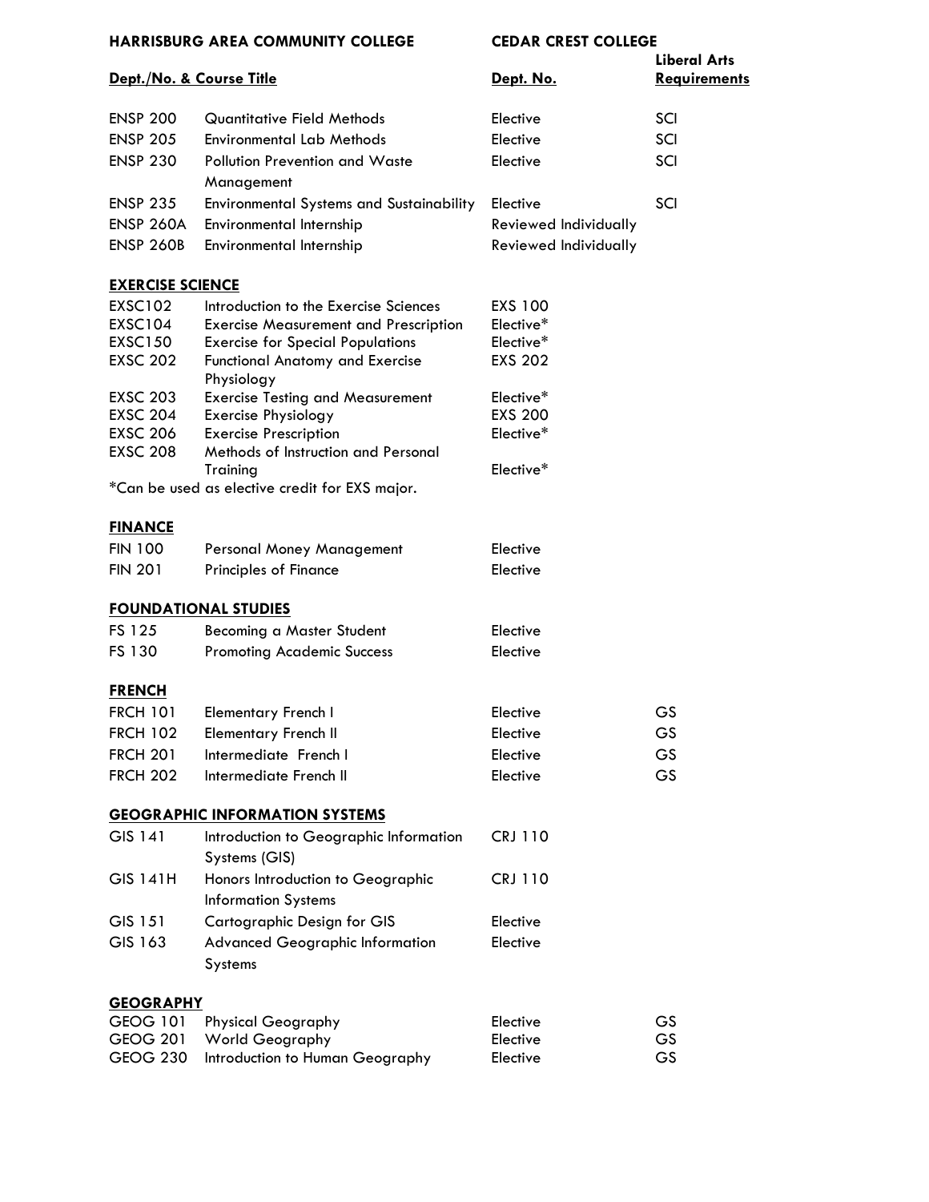| HARRISBURG AREA COMMUNITY COLLEGE | | CEDAR CREST COLLEGE | |
|---|---|---|---|
| **Dept./No. & Course Title** | | **Dept. No.** | **Liberal Arts Requirements** |
| ENSP 200 | Quantitative Field Methods | Elective | SCI |
| ENSP 205 | Environmental Lab Methods | Elective | SCI |
| ENSP 230 | Pollution Prevention and Waste Management | Elective | SCI |
| ENSP 235 | Environmental Systems and Sustainability | Elective | SCI |
| ENSP 260A | Environmental Internship | Reviewed Individually | |
| ENSP 260B | Environmental Internship | Reviewed Individually | |

**EXERCISE SCIENCE**

| | | | |
|---|---|---|---|
| EXSC102 | Introduction to the Exercise Sciences | EXS 100 | |
| EXSC104 | Exercise Measurement and Prescription | Elective* | |
| EXSC150 | Exercise for Special Populations | Elective* | |
| EXSC 202 | Functional Anatomy and Exercise Physiology | EXS 202 | |
| EXSC 203 | Exercise Testing and Measurement | Elective* | |
| EXSC 204 | Exercise Physiology | EXS 200 | |
| EXSC 206 | Exercise Prescription | Elective* | |
| EXSC 208 | Methods of Instruction and Personal Training | Elective* | |

*Can be used as elective credit for EXS major.

**FINANCE**

| | | | |
|---|---|---|---|
| FIN 100 | Personal Money Management | Elective | |
| FIN 201 | Principles of Finance | Elective | |

**FOUNDATIONAL STUDIES**

| | | | |
|---|---|---|---|
| FS 125 | Becoming a Master Student | Elective | |
| FS 130 | Promoting Academic Success | Elective | |

**FRENCH**

| | | | |
|---|---|---|---|
| FRCH 101 | Elementary French I | Elective | GS |
| FRCH 102 | Elementary French II | Elective | GS |
| FRCH 201 | Intermediate French I | Elective | GS |
| FRCH 202 | Intermediate French II | Elective | GS |

**GEOGRAPHIC INFORMATION SYSTEMS**

| | | | |
|---|---|---|---|
| GIS 141 | Introduction to Geographic Information Systems (GIS) | CRJ 110 | |
| GIS 141H | Honors Introduction to Geographic Information Systems | CRJ 110 | |
| GIS 151 | Cartographic Design for GIS | Elective | |
| GIS 163 | Advanced Geographic Information Systems | Elective | |

**GEOGRAPHY**

| | | | |
|---|---|---|---|
| GEOG 101 | Physical Geography | Elective | GS |
| GEOG 201 | World Geography | Elective | GS |
| GEOG 230 | Introduction to Human Geography | Elective | GS |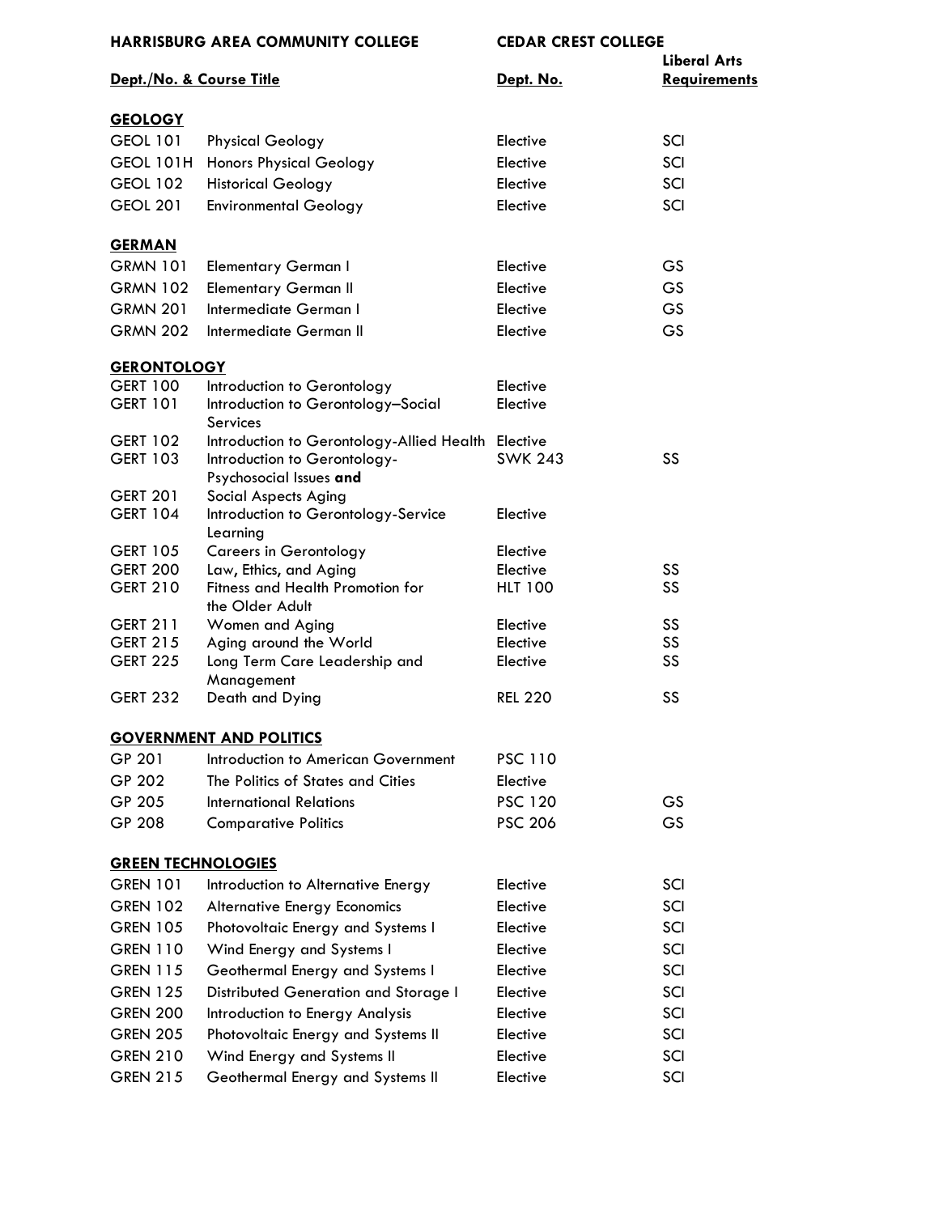| HARRISBURG AREA COMMUNITY COLLEGE | | CEDAR CREST COLLEGE | |
|---|---|---|---|
| **Dept./No. & Course Title** | | **Dept. No.** | **Liberal Arts Requirements** |
| **GEOLOGY** | | | |
| GEOL 101 | Physical Geology | Elective | SCI |
| GEOL 101H | Honors Physical Geology | Elective | SCI |
| GEOL 102 | Historical Geology | Elective | SCI |
| GEOL 201 | Environmental Geology | Elective | SCI |
| **GERMAN** | | | |
| GRMN 101 | Elementary German I | Elective | GS |
| GRMN 102 | Elementary German II | Elective | GS |
| GRMN 201 | Intermediate German I | Elective | GS |
| GRMN 202 | Intermediate German II | Elective | GS |
| **GERONTOLOGY** | | | |
| GERT 100 | Introduction to Gerontology | Elective | |
| GERT 101 | Introduction to Gerontology–Social Services | Elective | |
| GERT 102 | Introduction to Gerontology-Allied Health | Elective | |
| GERT 103 | Introduction to Gerontology-Psychosocial Issues **and** | SWK 243 | SS |
| GERT 201 | Social Aspects Aging | | |
| GERT 104 | Introduction to Gerontology-Service Learning | Elective | |
| GERT 105 | Careers in Gerontology | Elective | |
| GERT 200 | Law, Ethics, and Aging | Elective | SS |
| GERT 210 | Fitness and Health Promotion for the Older Adult | HLT 100 | SS |
| GERT 211 | Women and Aging | Elective | SS |
| GERT 215 | Aging around the World | Elective | SS |
| GERT 225 | Long Term Care Leadership and Management | Elective | SS |
| GERT 232 | Death and Dying | REL 220 | SS |
| **GOVERNMENT AND POLITICS** | | | |
| GP 201 | Introduction to American Government | PSC 110 | |
| GP 202 | The Politics of States and Cities | Elective | |
| GP 205 | International Relations | PSC 120 | GS |
| GP 208 | Comparative Politics | PSC 206 | GS |
| **GREEN TECHNOLOGIES** | | | |
| GREN 101 | Introduction to Alternative Energy | Elective | SCI |
| GREN 102 | Alternative Energy Economics | Elective | SCI |
| GREN 105 | Photovoltaic Energy and Systems I | Elective | SCI |
| GREN 110 | Wind Energy and Systems I | Elective | SCI |
| GREN 115 | Geothermal Energy and Systems I | Elective | SCI |
| GREN 125 | Distributed Generation and Storage I | Elective | SCI |
| GREN 200 | Introduction to Energy Analysis | Elective | SCI |
| GREN 205 | Photovoltaic Energy and Systems II | Elective | SCI |
| GREN 210 | Wind Energy and Systems II | Elective | SCI |
| GREN 215 | Geothermal Energy and Systems II | Elective | SCI |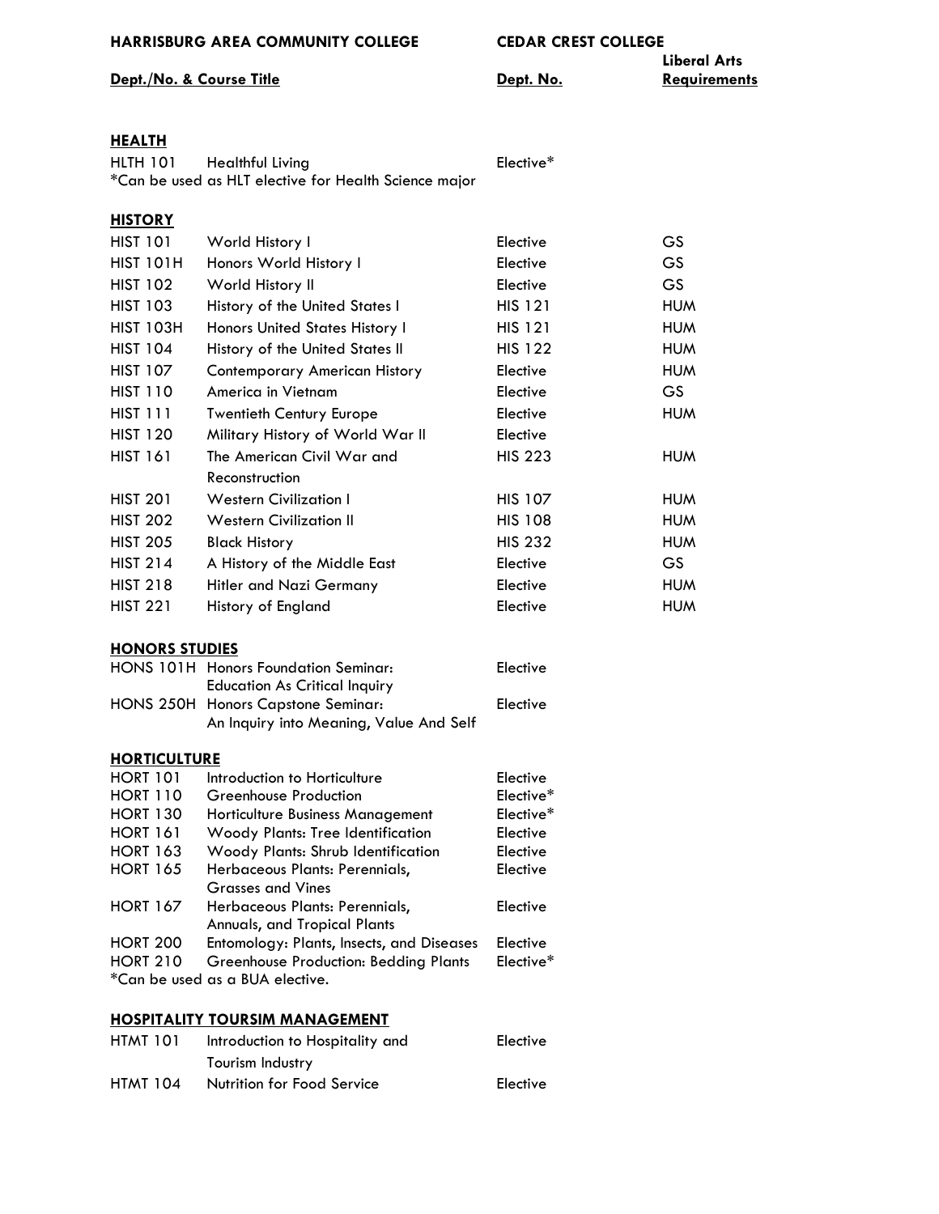| HARRISBURG AREA COMMUNITY COLLEGE | | CEDAR CREST COLLEGE | |
|---|---|---|---|
| **Dept./No. & Course Title** | | **Dept. No.** | **Liberal Arts Requirements** |

## HEALTH

| | | | |
|---|---|---|---|
| HLTH 101 | Healthful Living | Elective* | |

*Can be used as HLT elective for Health Science major

## HISTORY

| | | | |
|---|---|---|---|
| HIST 101 | World History I | Elective | GS |
| HIST 101H | Honors World History I | Elective | GS |
| HIST 102 | World History II | Elective | GS |
| HIST 103 | History of the United States I | HIS 121 | HUM |
| HIST 103H | Honors United States History I | HIS 121 | HUM |
| HIST 104 | History of the United States II | HIS 122 | HUM |
| HIST 107 | Contemporary American History | Elective | HUM |
| HIST 110 | America in Vietnam | Elective | GS |
| HIST 111 | Twentieth Century Europe | Elective | HUM |
| HIST 120 | Military History of World War II | Elective | |
| HIST 161 | The American Civil War and Reconstruction | HIS 223 | HUM |
| HIST 201 | Western Civilization I | HIS 107 | HUM |
| HIST 202 | Western Civilization II | HIS 108 | HUM |
| HIST 205 | Black History | HIS 232 | HUM |
| HIST 214 | A History of the Middle East | Elective | GS |
| HIST 218 | Hitler and Nazi Germany | Elective | HUM |
| HIST 221 | History of England | Elective | HUM |

## HONORS STUDIES

| | | | |
|---|---|---|---|
| HONS 101H | Honors Foundation Seminar: Education As Critical Inquiry | Elective | |
| HONS 250H | Honors Capstone Seminar: An Inquiry into Meaning, Value And Self | Elective | |

## HORTICULTURE

| | | | |
|---|---|---|---|
| HORT 101 | Introduction to Horticulture | Elective | |
| HORT 110 | Greenhouse Production | Elective* | |
| HORT 130 | Horticulture Business Management | Elective* | |
| HORT 161 | Woody Plants: Tree Identification | Elective | |
| HORT 163 | Woody Plants: Shrub Identification | Elective | |
| HORT 165 | Herbaceous Plants: Perennials, Grasses and Vines | Elective | |
| HORT 167 | Herbaceous Plants: Perennials, Annuals, and Tropical Plants | Elective | |
| HORT 200 | Entomology: Plants, Insects, and Diseases | Elective | |
| HORT 210 | Greenhouse Production: Bedding Plants | Elective* | |

*Can be used as a BUA elective.

## HOSPITALITY TOURSIM MANAGEMENT

| | | | |
|---|---|---|---|
| HTMT 101 | Introduction to Hospitality and Tourism Industry | Elective | |
| HTMT 104 | Nutrition for Food Service | Elective | |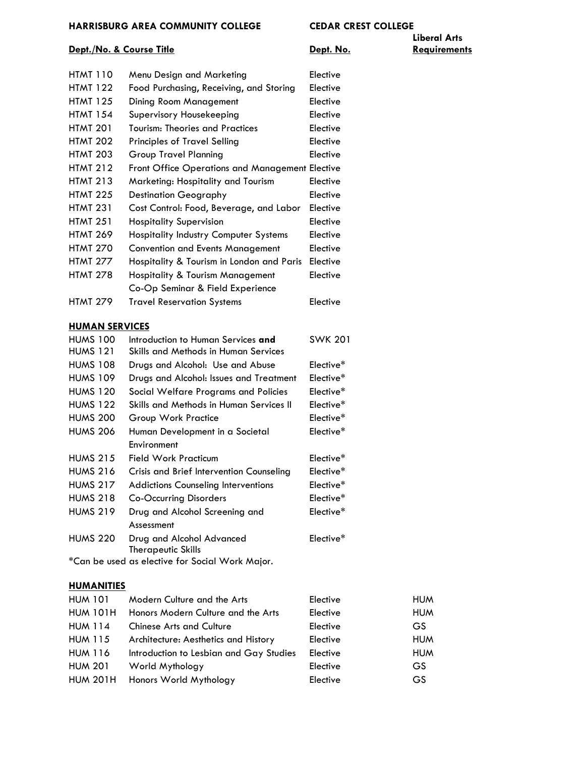| HARRISBURG AREA COMMUNITY COLLEGE | | CEDAR CREST COLLEGE | |
|---|---|---|---|
| **Dept./No. & Course Title** | | **Dept. No.** | **Liberal Arts Requirements** |
| HTMT 110 | Menu Design and Marketing | Elective | |
| HTMT 122 | Food Purchasing, Receiving, and Storing | Elective | |
| HTMT 125 | Dining Room Management | Elective | |
| HTMT 154 | Supervisory Housekeeping | Elective | |
| HTMT 201 | Tourism: Theories and Practices | Elective | |
| HTMT 202 | Principles of Travel Selling | Elective | |
| HTMT 203 | Group Travel Planning | Elective | |
| HTMT 212 | Front Office Operations and Management | Elective | |
| HTMT 213 | Marketing: Hospitality and Tourism | Elective | |
| HTMT 225 | Destination Geography | Elective | |
| HTMT 231 | Cost Control: Food, Beverage, and Labor | Elective | |
| HTMT 251 | Hospitality Supervision | Elective | |
| HTMT 269 | Hospitality Industry Computer Systems | Elective | |
| HTMT 270 | Convention and Events Management | Elective | |
| HTMT 277 | Hospitality & Tourism in London and Paris | Elective | |
| HTMT 278 | Hospitality & Tourism Management Co-Op Seminar & Field Experience | Elective | |
| HTMT 279 | Travel Reservation Systems | Elective | |

**HUMAN SERVICES**

| | | | |
|---|---|---|---|
| HUMS 100 HUMS 121 | Introduction to Human Services **and** Skills and Methods in Human Services | SWK 201 | |
| HUMS 108 | Drugs and Alcohol: Use and Abuse | Elective* | |
| HUMS 109 | Drugs and Alcohol: Issues and Treatment | Elective* | |
| HUMS 120 | Social Welfare Programs and Policies | Elective* | |
| HUMS 122 | Skills and Methods in Human Services II | Elective* | |
| HUMS 200 | Group Work Practice | Elective* | |
| HUMS 206 | Human Development in a Societal Environment | Elective* | |
| HUMS 215 | Field Work Practicum | Elective* | |
| HUMS 216 | Crisis and Brief Intervention Counseling | Elective* | |
| HUMS 217 | Addictions Counseling Interventions | Elective* | |
| HUMS 218 | Co-Occurring Disorders | Elective* | |
| HUMS 219 | Drug and Alcohol Screening and Assessment | Elective* | |
| HUMS 220 | Drug and Alcohol Advanced Therapeutic Skills | Elective* | |

*Can be used as elective for Social Work Major.

**HUMANITIES**

| | | | |
|---|---|---|---|
| HUM 101 | Modern Culture and the Arts | Elective | HUM |
| HUM 101H | Honors Modern Culture and the Arts | Elective | HUM |
| HUM 114 | Chinese Arts and Culture | Elective | GS |
| HUM 115 | Architecture: Aesthetics and History | Elective | HUM |
| HUM 116 | Introduction to Lesbian and Gay Studies | Elective | HUM |
| HUM 201 | World Mythology | Elective | GS |
| HUM 201H | Honors World Mythology | Elective | GS |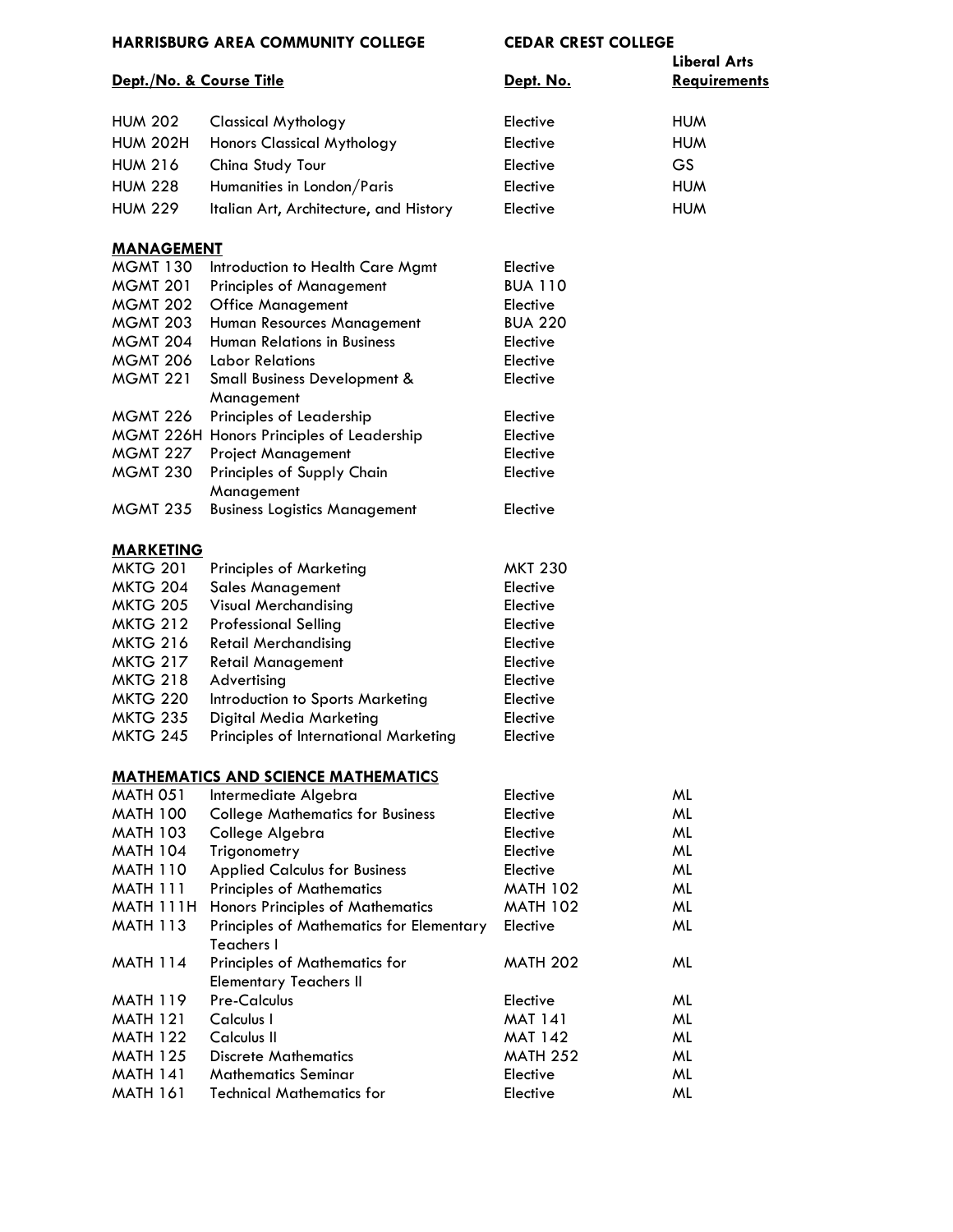| HARRISBURG AREA COMMUNITY COLLEGE | | CEDAR CREST COLLEGE | |
|---|---|---|---|
| **Dept./No. & Course Title** | | **Dept. No.** | **Liberal Arts Requirements** |
| HUM 202 | Classical Mythology | Elective | HUM |
| HUM 202H | Honors Classical Mythology | Elective | HUM |
| HUM 216 | China Study Tour | Elective | GS |
| HUM 228 | Humanities in London/Paris | Elective | HUM |
| HUM 229 | Italian Art, Architecture, and History | Elective | HUM |
| **MANAGEMENT** | | | |
| MGMT 130 | Introduction to Health Care Mgmt | Elective | |
| MGMT 201 | Principles of Management | BUA 110 | |
| MGMT 202 | Office Management | Elective | |
| MGMT 203 | Human Resources Management | BUA 220 | |
| MGMT 204 | Human Relations in Business | Elective | |
| MGMT 206 | Labor Relations | Elective | |
| MGMT 221 | Small Business Development & Management | Elective | |
| MGMT 226 | Principles of Leadership | Elective | |
| MGMT 226H | Honors Principles of Leadership | Elective | |
| MGMT 227 | Project Management | Elective | |
| MGMT 230 | Principles of Supply Chain Management | Elective | |
| MGMT 235 | Business Logistics Management | Elective | |
| **MARKETING** | | | |
| MKTG 201 | Principles of Marketing | MKT 230 | |
| MKTG 204 | Sales Management | Elective | |
| MKTG 205 | Visual Merchandising | Elective | |
| MKTG 212 | Professional Selling | Elective | |
| MKTG 216 | Retail Merchandising | Elective | |
| MKTG 217 | Retail Management | Elective | |
| MKTG 218 | Advertising | Elective | |
| MKTG 220 | Introduction to Sports Marketing | Elective | |
| MKTG 235 | Digital Media Marketing | Elective | |
| MKTG 245 | Principles of International Marketing | Elective | |
| **MATHEMATICS AND SCIENCE MATHEMATICS** | | | |
| MATH 051 | Intermediate Algebra | Elective | ML |
| MATH 100 | College Mathematics for Business | Elective | ML |
| MATH 103 | College Algebra | Elective | ML |
| MATH 104 | Trigonometry | Elective | ML |
| MATH 110 | Applied Calculus for Business | Elective | ML |
| MATH 111 | Principles of Mathematics | MATH 102 | ML |
| MATH 111H | Honors Principles of Mathematics | MATH 102 | ML |
| MATH 113 | Principles of Mathematics for Elementary Teachers I | Elective | ML |
| MATH 114 | Principles of Mathematics for Elementary Teachers II | MATH 202 | ML |
| MATH 119 | Pre-Calculus | Elective | ML |
| MATH 121 | Calculus I | MAT 141 | ML |
| MATH 122 | Calculus II | MAT 142 | ML |
| MATH 125 | Discrete Mathematics | MATH 252 | ML |
| MATH 141 | Mathematics Seminar | Elective | ML |
| MATH 161 | Technical Mathematics for | Elective | ML |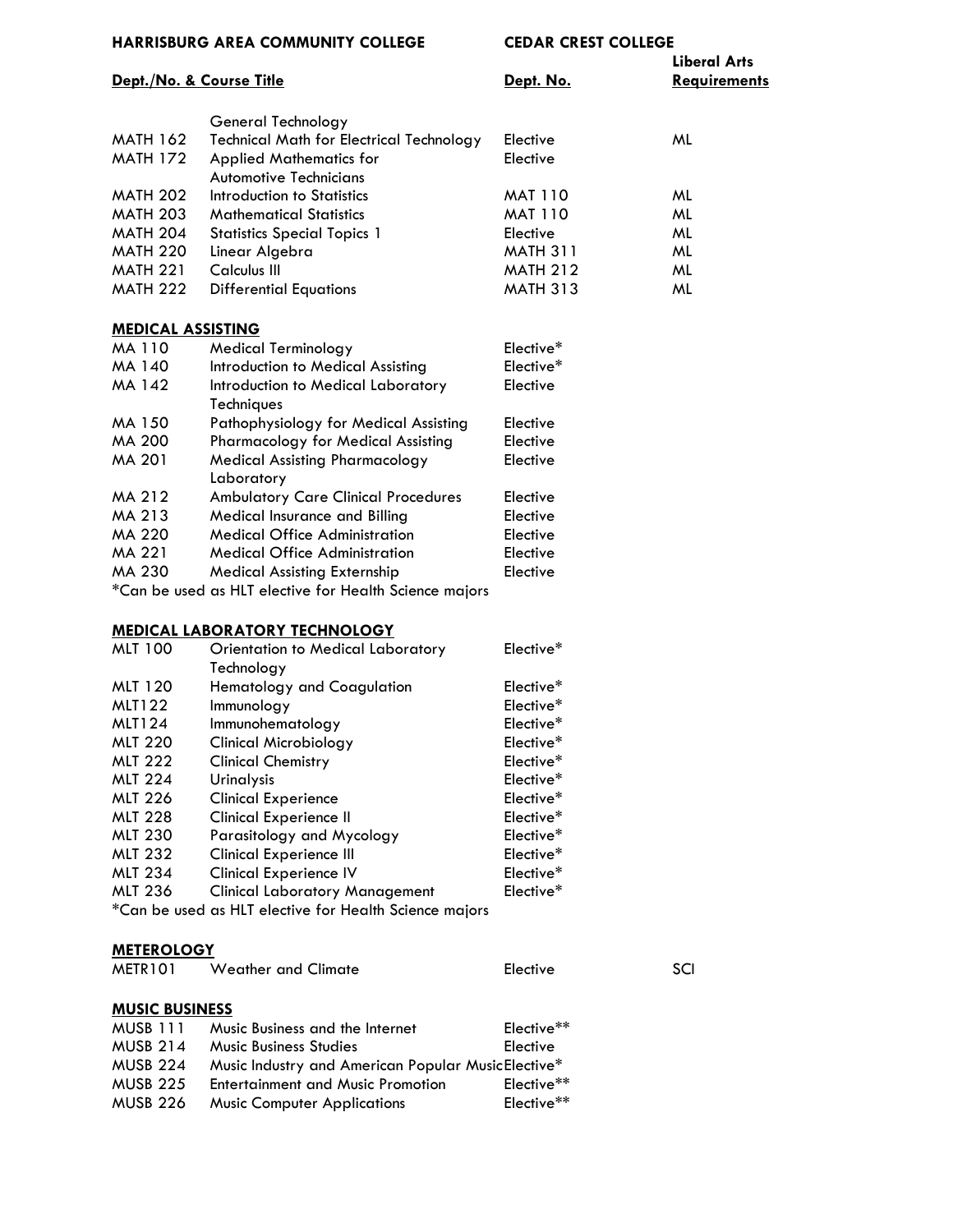| HARRISBURG AREA COMMUNITY COLLEGE | | CEDAR CREST COLLEGE | |
|---|---|---|---|
| **Dept./No. & Course Title** | | **Dept. No.** | **Liberal Arts Requirements** |
| | General Technology | | |
| MATH 162 | Technical Math for Electrical Technology | Elective | ML |
| MATH 172 | Applied Mathematics for Automotive Technicians | Elective | |
| MATH 202 | Introduction to Statistics | MAT 110 | ML |
| MATH 203 | Mathematical Statistics | MAT 110 | ML |
| MATH 204 | Statistics Special Topics 1 | Elective | ML |
| MATH 220 | Linear Algebra | MATH 311 | ML |
| MATH 221 | Calculus III | MATH 212 | ML |
| MATH 222 | Differential Equations | MATH 313 | ML |

**MEDICAL ASSISTING**

| | | | |
|---|---|---|---|
| MA 110 | Medical Terminology | Elective* | |
| MA 140 | Introduction to Medical Assisting | Elective* | |
| MA 142 | Introduction to Medical Laboratory Techniques | Elective | |
| MA 150 | Pathophysiology for Medical Assisting | Elective | |
| MA 200 | Pharmacology for Medical Assisting | Elective | |
| MA 201 | Medical Assisting Pharmacology Laboratory | Elective | |
| MA 212 | Ambulatory Care Clinical Procedures | Elective | |
| MA 213 | Medical Insurance and Billing | Elective | |
| MA 220 | Medical Office Administration | Elective | |
| MA 221 | Medical Office Administration | Elective | |
| MA 230 | Medical Assisting Externship | Elective | |

*Can be used as HLT elective for Health Science majors

**MEDICAL LABORATORY TECHNOLOGY**

| | | | |
|---|---|---|---|
| MLT 100 | Orientation to Medical Laboratory Technology | Elective* | |
| MLT 120 | Hematology and Coagulation | Elective* | |
| MLT122 | Immunology | Elective* | |
| MLT124 | Immunohematology | Elective* | |
| MLT 220 | Clinical Microbiology | Elective* | |
| MLT 222 | Clinical Chemistry | Elective* | |
| MLT 224 | Urinalysis | Elective* | |
| MLT 226 | Clinical Experience | Elective* | |
| MLT 228 | Clinical Experience II | Elective* | |
| MLT 230 | Parasitology and Mycology | Elective* | |
| MLT 232 | Clinical Experience III | Elective* | |
| MLT 234 | Clinical Experience IV | Elective* | |
| MLT 236 | Clinical Laboratory Management | Elective* | |

*Can be used as HLT elective for Health Science majors

**METEROLOGY**

| | | | |
|---|---|---|---|
| METR101 | Weather and Climate | Elective | SCI |

**MUSIC BUSINESS**

| | | | |
|---|---|---|---|
| MUSB 111 | Music Business and the Internet | Elective** | |
| MUSB 214 | Music Business Studies | Elective | |
| MUSB 224 | Music Industry and American Popular Music | Elective* | |
| MUSB 225 | Entertainment and Music Promotion | Elective** | |
| MUSB 226 | Music Computer Applications | Elective** | |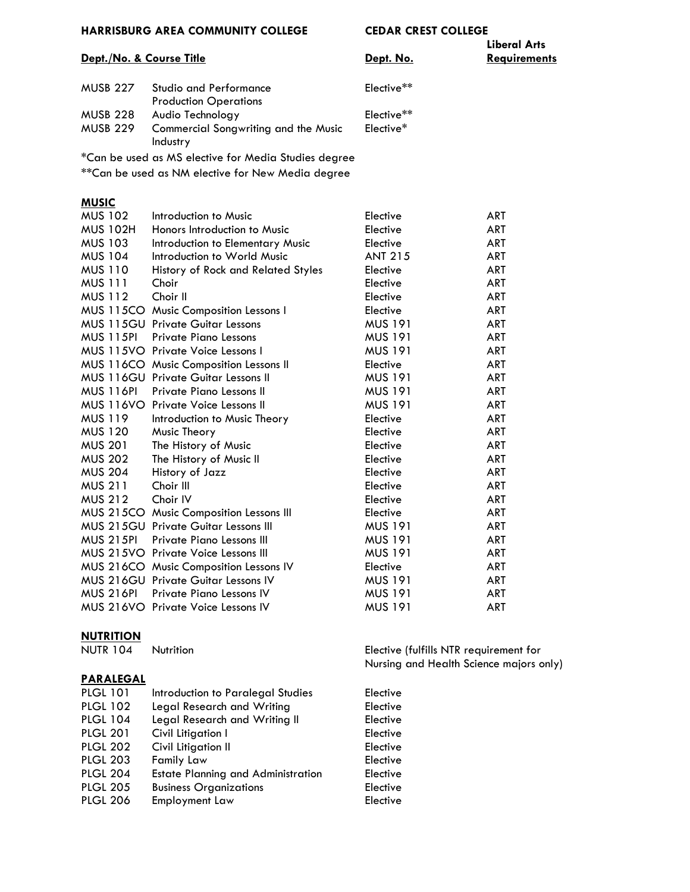| HARRISBURG AREA COMMUNITY COLLEGE | | CEDAR CREST COLLEGE | |
|---|---|---|---|
| **Dept./No. & Course Title** | | **Dept. No.** | **Liberal Arts Requirements** |
| MUSB 227 | Studio and Performance Production Operations | Elective** | |
| MUSB 228 | Audio Technology | Elective** | |
| MUSB 229 | Commercial Songwriting and the Music Industry | Elective* | |

*Can be used as MS elective for Media Studies degree

**Can be used as NM elective for New Media degree

**MUSIC**

| | | | |
|---|---|---|---|
| MUS 102 | Introduction to Music | Elective | ART |
| MUS 102H | Honors Introduction to Music | Elective | ART |
| MUS 103 | Introduction to Elementary Music | Elective | ART |
| MUS 104 | Introduction to World Music | ANT 215 | ART |
| MUS 110 | History of Rock and Related Styles | Elective | ART |
| MUS 111 | Choir | Elective | ART |
| MUS 112 | Choir II | Elective | ART |
| MUS 115CO | Music Composition Lessons I | Elective | ART |
| MUS 115GU | Private Guitar Lessons | MUS 191 | ART |
| MUS 115PI | Private Piano Lessons | MUS 191 | ART |
| MUS 115VO | Private Voice Lessons I | MUS 191 | ART |
| MUS 116CO | Music Composition Lessons II | Elective | ART |
| MUS 116GU | Private Guitar Lessons II | MUS 191 | ART |
| MUS 116PI | Private Piano Lessons II | MUS 191 | ART |
| MUS 116VO | Private Voice Lessons II | MUS 191 | ART |
| MUS 119 | Introduction to Music Theory | Elective | ART |
| MUS 120 | Music Theory | Elective | ART |
| MUS 201 | The History of Music | Elective | ART |
| MUS 202 | The History of Music II | Elective | ART |
| MUS 204 | History of Jazz | Elective | ART |
| MUS 211 | Choir III | Elective | ART |
| MUS 212 | Choir IV | Elective | ART |
| MUS 215CO | Music Composition Lessons III | Elective | ART |
| MUS 215GU | Private Guitar Lessons III | MUS 191 | ART |
| MUS 215PI | Private Piano Lessons III | MUS 191 | ART |
| MUS 215VO | Private Voice Lessons III | MUS 191 | ART |
| MUS 216CO | Music Composition Lessons IV | Elective | ART |
| MUS 216GU | Private Guitar Lessons IV | MUS 191 | ART |
| MUS 216PI | Private Piano Lessons IV | MUS 191 | ART |
| MUS 216VO | Private Voice Lessons IV | MUS 191 | ART |

**NUTRITION**

| | | |
|---|---|---|
| NUTR 104 | Nutrition | Elective (fulfills NTR requirement for Nursing and Health Science majors only) |

**PARALEGAL**

| | | |
|---|---|---|
| PLGL 101 | Introduction to Paralegal Studies | Elective |
| PLGL 102 | Legal Research and Writing | Elective |
| PLGL 104 | Legal Research and Writing II | Elective |
| PLGL 201 | Civil Litigation I | Elective |
| PLGL 202 | Civil Litigation II | Elective |
| PLGL 203 | Family Law | Elective |
| PLGL 204 | Estate Planning and Administration | Elective |
| PLGL 205 | Business Organizations | Elective |
| PLGL 206 | Employment Law | Elective |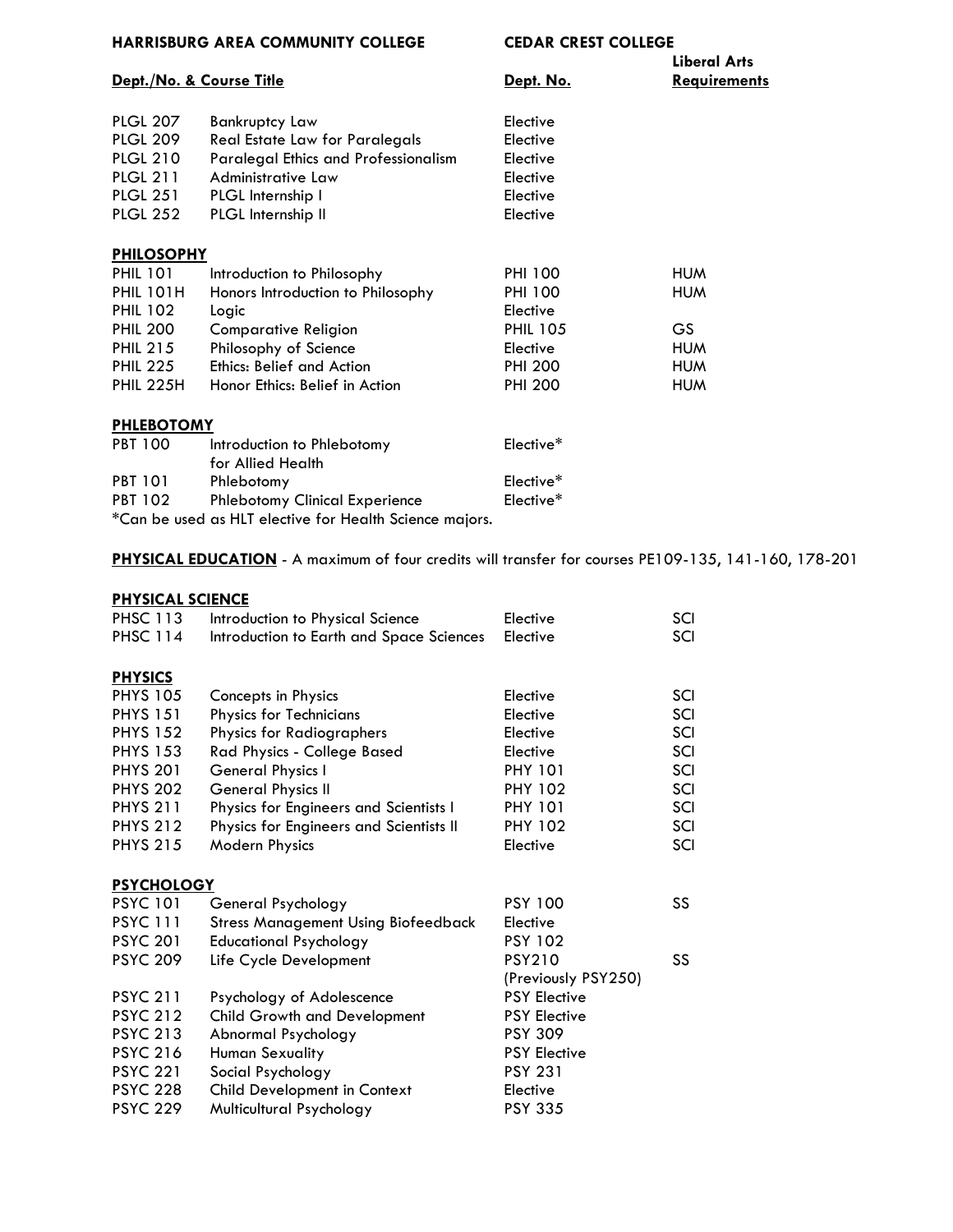| HARRISBURG AREA COMMUNITY COLLEGE | | CEDAR CREST COLLEGE | |
|---|---|---|---|
| **Dept./No. & Course Title** | | **Dept. No.** | **Liberal Arts Requirements** |
| PLGL 207 | Bankruptcy Law | Elective | |
| PLGL 209 | Real Estate Law for Paralegals | Elective | |
| PLGL 210 | Paralegal Ethics and Professionalism | Elective | |
| PLGL 211 | Administrative Law | Elective | |
| PLGL 251 | PLGL Internship I | Elective | |
| PLGL 252 | PLGL Internship II | Elective | |

**PHILOSOPHY**

| | | | |
|---|---|---|---|
| PHIL 101 | Introduction to Philosophy | PHI 100 | HUM |
| PHIL 101H | Honors Introduction to Philosophy | PHI 100 | HUM |
| PHIL 102 | Logic | Elective | |
| PHIL 200 | Comparative Religion | PHIL 105 | GS |
| PHIL 215 | Philosophy of Science | Elective | HUM |
| PHIL 225 | Ethics: Belief and Action | PHI 200 | HUM |
| PHIL 225H | Honor Ethics: Belief in Action | PHI 200 | HUM |

**PHLEBOTOMY**

| | | | |
|---|---|---|---|
| PBT 100 | Introduction to Phlebotomy for Allied Health | Elective* | |
| PBT 101 | Phlebotomy | Elective* | |
| PBT 102 | Phlebotomy Clinical Experience | Elective* | |

*Can be used as HLT elective for Health Science majors.

**PHYSICAL EDUCATION** - A maximum of four credits will transfer for courses PE109-135, 141-160, 178-201

**PHYSICAL SCIENCE**

| | | | |
|---|---|---|---|
| PHSC 113 | Introduction to Physical Science | Elective | SCI |
| PHSC 114 | Introduction to Earth and Space Sciences | Elective | SCI |

**PHYSICS**

| | | | |
|---|---|---|---|
| PHYS 105 | Concepts in Physics | Elective | SCI |
| PHYS 151 | Physics for Technicians | Elective | SCI |
| PHYS 152 | Physics for Radiographers | Elective | SCI |
| PHYS 153 | Rad Physics - College Based | Elective | SCI |
| PHYS 201 | General Physics I | PHY 101 | SCI |
| PHYS 202 | General Physics II | PHY 102 | SCI |
| PHYS 211 | Physics for Engineers and Scientists I | PHY 101 | SCI |
| PHYS 212 | Physics for Engineers and Scientists II | PHY 102 | SCI |
| PHYS 215 | Modern Physics | Elective | SCI |

**PSYCHOLOGY**

| | | | |
|---|---|---|---|
| PSYC 101 | General Psychology | PSY 100 | SS |
| PSYC 111 | Stress Management Using Biofeedback | Elective | |
| PSYC 201 | Educational Psychology | PSY 102 | |
| PSYC 209 | Life Cycle Development | PSY210 (Previously PSY250) | SS |
| PSYC 211 | Psychology of Adolescence | PSY Elective | |
| PSYC 212 | Child Growth and Development | PSY Elective | |
| PSYC 213 | Abnormal Psychology | PSY 309 | |
| PSYC 216 | Human Sexuality | PSY Elective | |
| PSYC 221 | Social Psychology | PSY 231 | |
| PSYC 228 | Child Development in Context | Elective | |
| PSYC 229 | Multicultural Psychology | PSY 335 | |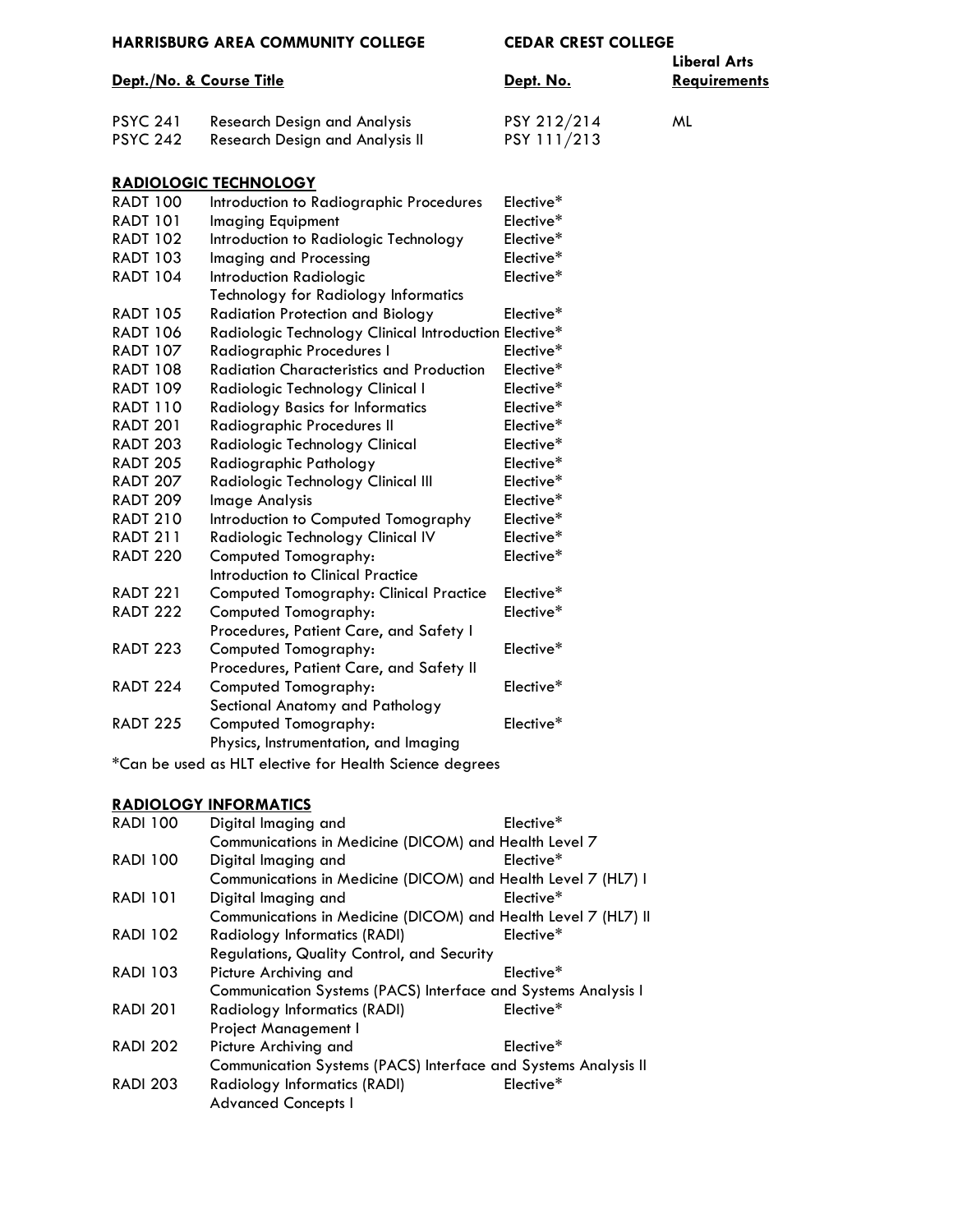| HARRISBURG AREA COMMUNITY COLLEGE | | CEDAR CREST COLLEGE | |
|---|---|---|---|
| **Dept./No. & Course Title** | | **Dept. No.** | **Liberal Arts Requirements** |
| PSYC 241 | Research Design and Analysis | PSY 212/214 | ML |
| PSYC 242 | Research Design and Analysis II | PSY 111/213 | |

## RADIOLOGIC TECHNOLOGY

| | | | |
|---|---|---|---|
| RADT 100 | Introduction to Radiographic Procedures | Elective* | |
| RADT 101 | Imaging Equipment | Elective* | |
| RADT 102 | Introduction to Radiologic Technology | Elective* | |
| RADT 103 | Imaging and Processing | Elective* | |
| RADT 104 | Introduction Radiologic Technology for Radiology Informatics | Elective* | |
| RADT 105 | Radiation Protection and Biology | Elective* | |
| RADT 106 | Radiologic Technology Clinical Introduction | Elective* | |
| RADT 107 | Radiographic Procedures I | Elective* | |
| RADT 108 | Radiation Characteristics and Production | Elective* | |
| RADT 109 | Radiologic Technology Clinical I | Elective* | |
| RADT 110 | Radiology Basics for Informatics | Elective* | |
| RADT 201 | Radiographic Procedures II | Elective* | |
| RADT 203 | Radiologic Technology Clinical | Elective* | |
| RADT 205 | Radiographic Pathology | Elective* | |
| RADT 207 | Radiologic Technology Clinical III | Elective* | |
| RADT 209 | Image Analysis | Elective* | |
| RADT 210 | Introduction to Computed Tomography | Elective* | |
| RADT 211 | Radiologic Technology Clinical IV | Elective* | |
| RADT 220 | Computed Tomography: Introduction to Clinical Practice | Elective* | |
| RADT 221 | Computed Tomography: Clinical Practice | Elective* | |
| RADT 222 | Computed Tomography: Procedures, Patient Care, and Safety I | Elective* | |
| RADT 223 | Computed Tomography: Procedures, Patient Care, and Safety II | Elective* | |
| RADT 224 | Computed Tomography: Sectional Anatomy and Pathology | Elective* | |
| RADT 225 | Computed Tomography: Physics, Instrumentation, and Imaging | Elective* | |

*Can be used as HLT elective for Health Science degrees

## RADIOLOGY INFORMATICS

| | | | |
|---|---|---|---|
| RADI 100 | Digital Imaging and Communications in Medicine (DICOM) and Health Level 7 | Elective* | |
| RADI 100 | Digital Imaging and Communications in Medicine (DICOM) and Health Level 7 (HL7) I | Elective* | |
| RADI 101 | Digital Imaging and Communications in Medicine (DICOM) and Health Level 7 (HL7) II | Elective* | |
| RADI 102 | Radiology Informatics (RADI) Regulations, Quality Control, and Security | Elective* | |
| RADI 103 | Picture Archiving and Communication Systems (PACS) Interface and Systems Analysis I | Elective* | |
| RADI 201 | Radiology Informatics (RADI) Project Management I | Elective* | |
| RADI 202 | Picture Archiving and Communication Systems (PACS) Interface and Systems Analysis II | Elective* | |
| RADI 203 | Radiology Informatics (RADI) Advanced Concepts I | Elective* | |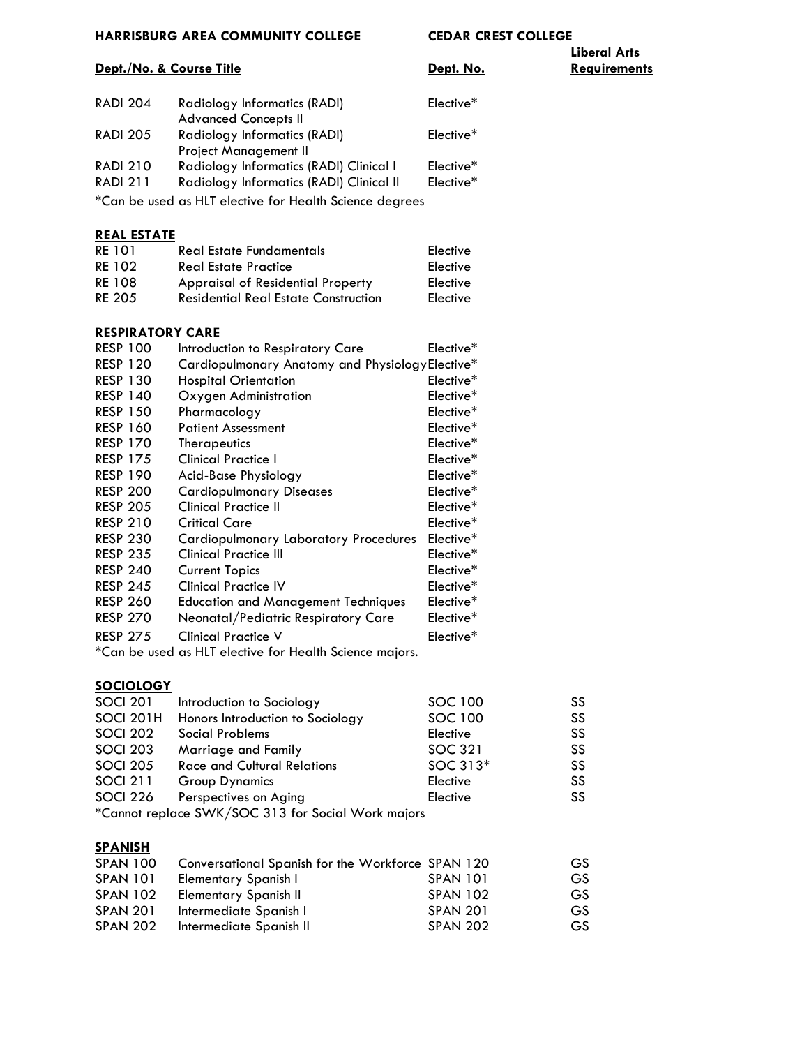| HARRISBURG AREA COMMUNITY COLLEGE | | CEDAR CREST COLLEGE | |
|---|---|---|---|
| **Dept./No. & Course Title** | | **Dept. No.** | **Liberal Arts Requirements** |
| RADI 204 | Radiology Informatics (RADI) Advanced Concepts II | Elective* | |
| RADI 205 | Radiology Informatics (RADI) Project Management II | Elective* | |
| RADI 210 | Radiology Informatics (RADI) Clinical I | Elective* | |
| RADI 211 | Radiology Informatics (RADI) Clinical II | Elective* | |

*Can be used as HLT elective for Health Science degrees

**REAL ESTATE**

| | | | |
|---|---|---|---|
| RE 101 | Real Estate Fundamentals | Elective | |
| RE 102 | Real Estate Practice | Elective | |
| RE 108 | Appraisal of Residential Property | Elective | |
| RE 205 | Residential Real Estate Construction | Elective | |

**RESPIRATORY CARE**

| | | | |
|---|---|---|---|
| RESP 100 | Introduction to Respiratory Care | Elective* | |
| RESP 120 | Cardiopulmonary Anatomy and Physiology | Elective* | |
| RESP 130 | Hospital Orientation | Elective* | |
| RESP 140 | Oxygen Administration | Elective* | |
| RESP 150 | Pharmacology | Elective* | |
| RESP 160 | Patient Assessment | Elective* | |
| RESP 170 | Therapeutics | Elective* | |
| RESP 175 | Clinical Practice I | Elective* | |
| RESP 190 | Acid-Base Physiology | Elective* | |
| RESP 200 | Cardiopulmonary Diseases | Elective* | |
| RESP 205 | Clinical Practice II | Elective* | |
| RESP 210 | Critical Care | Elective* | |
| RESP 230 | Cardiopulmonary Laboratory Procedures | Elective* | |
| RESP 235 | Clinical Practice III | Elective* | |
| RESP 240 | Current Topics | Elective* | |
| RESP 245 | Clinical Practice IV | Elective* | |
| RESP 260 | Education and Management Techniques | Elective* | |
| RESP 270 | Neonatal/Pediatric Respiratory Care | Elective* | |
| RESP 275 | Clinical Practice V | Elective* | |

*Can be used as HLT elective for Health Science majors.

**SOCIOLOGY**

| | | | |
|---|---|---|---|
| SOCI 201 | Introduction to Sociology | SOC 100 | SS |
| SOCI 201H | Honors Introduction to Sociology | SOC 100 | SS |
| SOCI 202 | Social Problems | Elective | SS |
| SOCI 203 | Marriage and Family | SOC 321 | SS |
| SOCI 205 | Race and Cultural Relations | SOC 313* | SS |
| SOCI 211 | Group Dynamics | Elective | SS |
| SOCI 226 | Perspectives on Aging | Elective | SS |

*Cannot replace SWK/SOC 313 for Social Work majors

**SPANISH**

| | | | |
|---|---|---|---|
| SPAN 100 | Conversational Spanish for the Workforce | SPAN 120 | GS |
| SPAN 101 | Elementary Spanish I | SPAN 101 | GS |
| SPAN 102 | Elementary Spanish II | SPAN 102 | GS |
| SPAN 201 | Intermediate Spanish I | SPAN 201 | GS |
| SPAN 202 | Intermediate Spanish II | SPAN 202 | GS |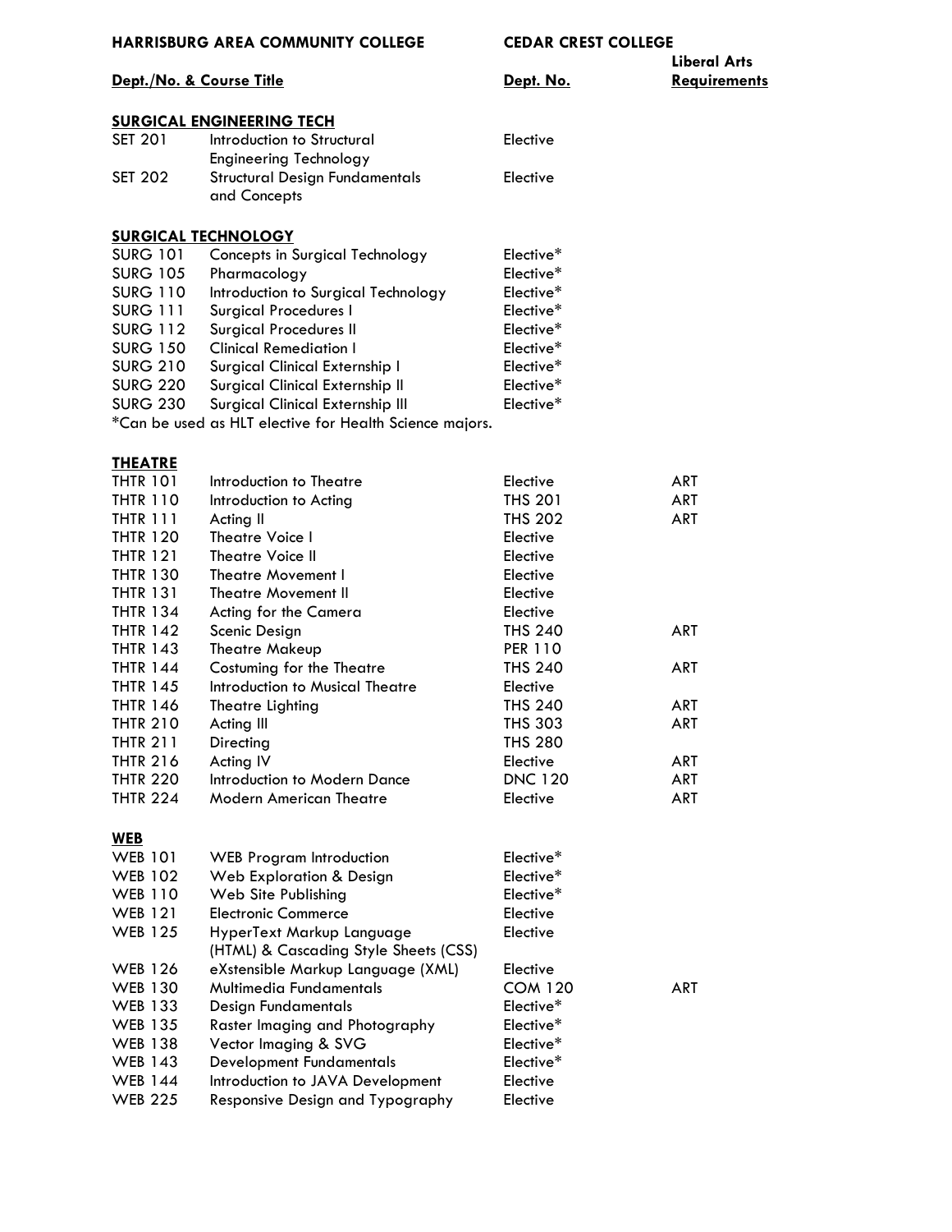| HARRISBURG AREA COMMUNITY COLLEGE | | CEDAR CREST COLLEGE | |
|---|---|---|---|
| **Dept./No. & Course Title** | | **Dept. No.** | **Liberal Arts Requirements** |
| **SURGICAL ENGINEERING TECH** | | | |
| SET 201 | Introduction to Structural Engineering Technology | Elective | |
| SET 202 | Structural Design Fundamentals and Concepts | Elective | |
| **SURGICAL TECHNOLOGY** | | | |
| SURG 101 | Concepts in Surgical Technology | Elective* | |
| SURG 105 | Pharmacology | Elective* | |
| SURG 110 | Introduction to Surgical Technology | Elective* | |
| SURG 111 | Surgical Procedures I | Elective* | |
| SURG 112 | Surgical Procedures II | Elective* | |
| SURG 150 | Clinical Remediation I | Elective* | |
| SURG 210 | Surgical Clinical Externship I | Elective* | |
| SURG 220 | Surgical Clinical Externship II | Elective* | |
| SURG 230 | Surgical Clinical Externship III | Elective* | |
| *Can be used as HLT elective for Health Science majors. | | | |
| **THEATRE** | | | |
| THTR 101 | Introduction to Theatre | Elective | ART |
| THTR 110 | Introduction to Acting | THS 201 | ART |
| THTR 111 | Acting II | THS 202 | ART |
| THTR 120 | Theatre Voice I | Elective | |
| THTR 121 | Theatre Voice II | Elective | |
| THTR 130 | Theatre Movement I | Elective | |
| THTR 131 | Theatre Movement II | Elective | |
| THTR 134 | Acting for the Camera | Elective | |
| THTR 142 | Scenic Design | THS 240 | ART |
| THTR 143 | Theatre Makeup | PER 110 | |
| THTR 144 | Costuming for the Theatre | THS 240 | ART |
| THTR 145 | Introduction to Musical Theatre | Elective | |
| THTR 146 | Theatre Lighting | THS 240 | ART |
| THTR 210 | Acting III | THS 303 | ART |
| THTR 211 | Directing | THS 280 | |
| THTR 216 | Acting IV | Elective | ART |
| THTR 220 | Introduction to Modern Dance | DNC 120 | ART |
| THTR 224 | Modern American Theatre | Elective | ART |
| **WEB** | | | |
| WEB 101 | WEB Program Introduction | Elective* | |
| WEB 102 | Web Exploration & Design | Elective* | |
| WEB 110 | Web Site Publishing | Elective* | |
| WEB 121 | Electronic Commerce | Elective | |
| WEB 125 | HyperText Markup Language (HTML) & Cascading Style Sheets (CSS) | Elective | |
| WEB 126 | eXstensible Markup Language (XML) | Elective | |
| WEB 130 | Multimedia Fundamentals | COM 120 | ART |
| WEB 133 | Design Fundamentals | Elective* | |
| WEB 135 | Raster Imaging and Photography | Elective* | |
| WEB 138 | Vector Imaging & SVG | Elective* | |
| WEB 143 | Development Fundamentals | Elective* | |
| WEB 144 | Introduction to JAVA Development | Elective | |
| WEB 225 | Responsive Design and Typography | Elective | |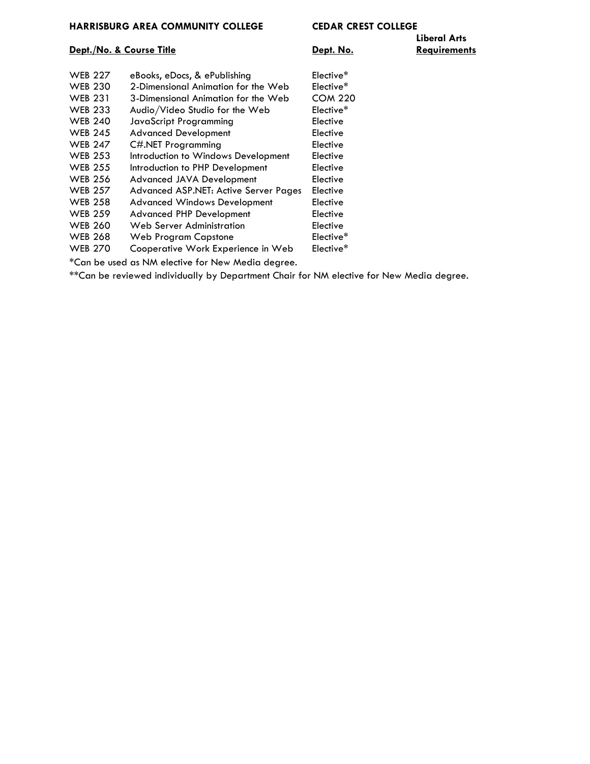| HARRISBURG AREA COMMUNITY COLLEGE | | CEDAR CREST COLLEGE | |
|---|---|---|---|
| **Dept./No. & Course Title** | | **Dept. No.** | **Liberal Arts Requirements** |
| WEB 227 | eBooks, eDocs, & ePublishing | Elective* | |
| WEB 230 | 2-Dimensional Animation for the Web | Elective* | |
| WEB 231 | 3-Dimensional Animation for the Web | COM 220 | |
| WEB 233 | Audio/Video Studio for the Web | Elective* | |
| WEB 240 | JavaScript Programming | Elective | |
| WEB 245 | Advanced Development | Elective | |
| WEB 247 | C#.NET Programming | Elective | |
| WEB 253 | Introduction to Windows Development | Elective | |
| WEB 255 | Introduction to PHP Development | Elective | |
| WEB 256 | Advanced JAVA Development | Elective | |
| WEB 257 | Advanced ASP.NET: Active Server Pages | Elective | |
| WEB 258 | Advanced Windows Development | Elective | |
| WEB 259 | Advanced PHP Development | Elective | |
| WEB 260 | Web Server Administration | Elective | |
| WEB 268 | Web Program Capstone | Elective* | |
| WEB 270 | Cooperative Work Experience in Web | Elective* | |

*Can be used as NM elective for New Media degree.

**Can be reviewed individually by Department Chair for NM elective for New Media degree.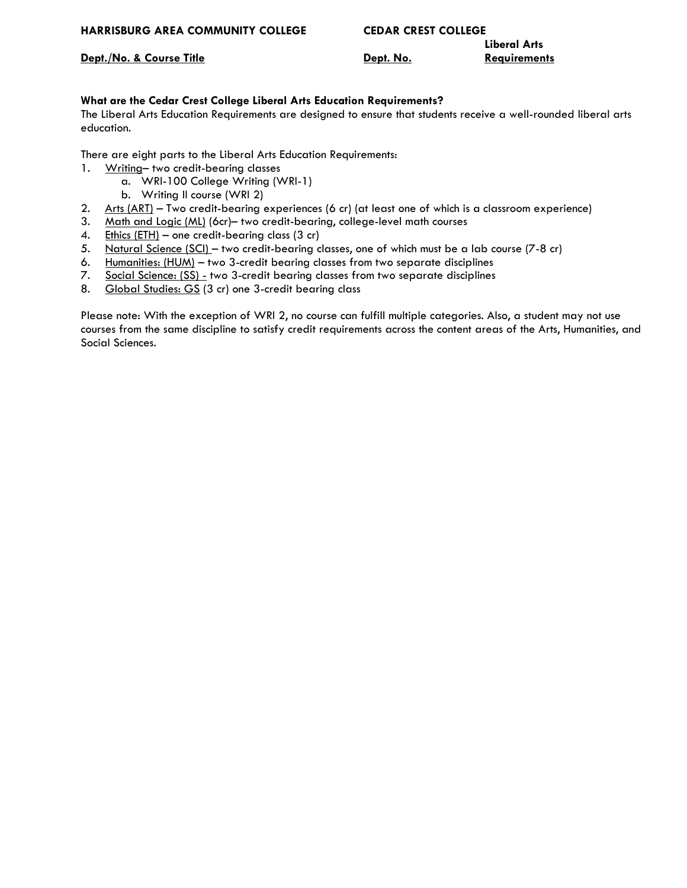**What are the Cedar Crest College Liberal Arts Education Requirements?**

The Liberal Arts Education Requirements are designed to ensure that students receive a well-rounded liberal arts education.

There are eight parts to the Liberal Arts Education Requirements:

1. Writing– two credit-bearing classes
    a. WRI-100 College Writing (WRI-1)
    b. Writing II course (WRI 2)
2. Arts (ART) – Two credit-bearing experiences (6 cr) (at least one of which is a classroom experience)
3. Math and Logic (ML) (6cr)– two credit-bearing, college-level math courses
4. Ethics (ETH) – one credit-bearing class (3 cr)
5. Natural Science (SCI) – two credit-bearing classes, one of which must be a lab course (7-8 cr)
6. Humanities: (HUM) – two 3-credit bearing classes from two separate disciplines
7. Social Science: (SS) - two 3-credit bearing classes from two separate disciplines
8. Global Studies: GS (3 cr) one 3-credit bearing class

Please note: With the exception of WRI 2, no course can fulfill multiple categories. Also, a student may not use courses from the same discipline to satisfy credit requirements across the content areas of the Arts, Humanities, and Social Sciences.